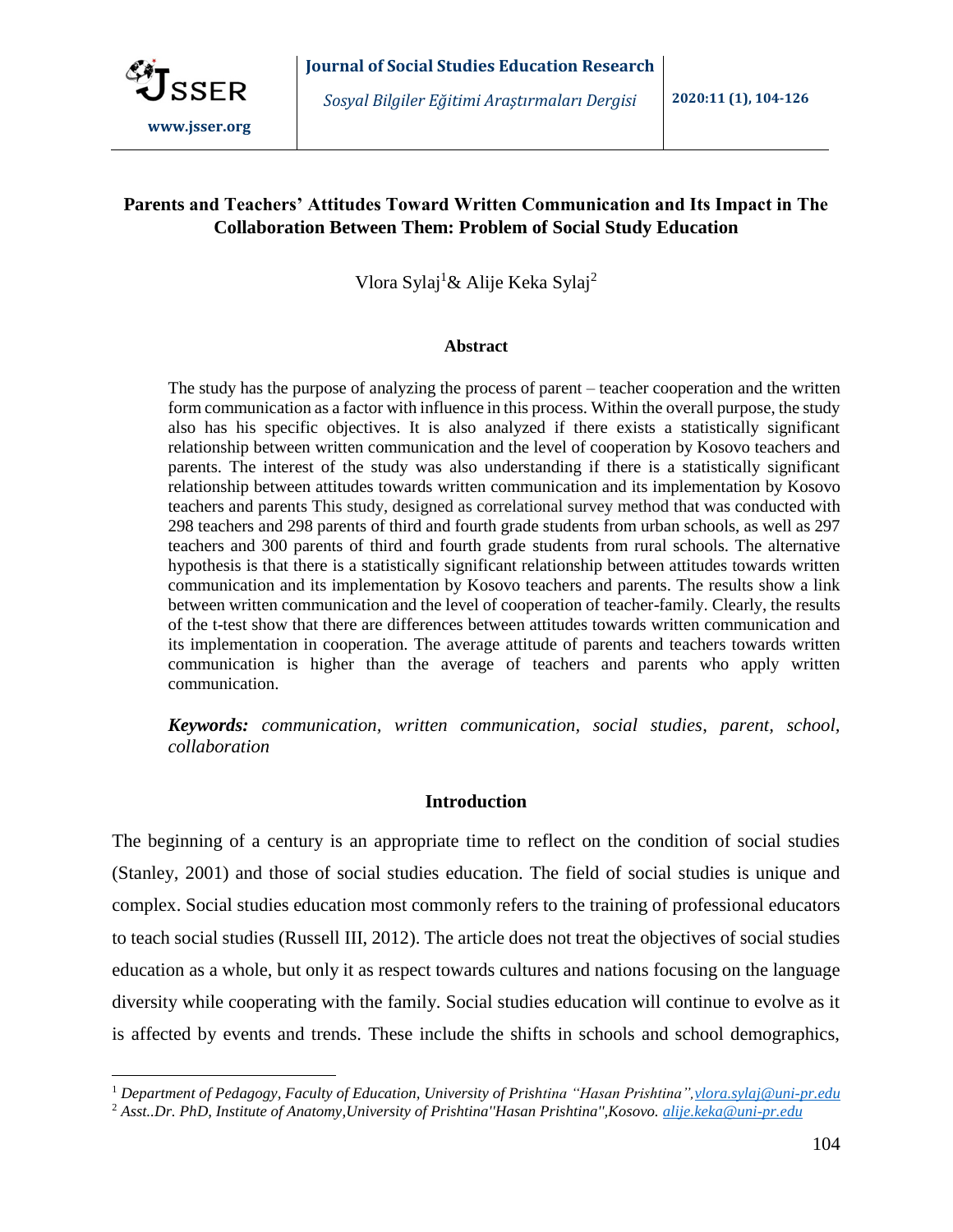# Parents and Teachers' Attitudes Toward Written Communication and Its Impact in The Collaboration Between Them: Problem of Social Study Education

Vlora Sylaj[1]& Alije Keka Sylaj[2]

## Abstract

The study has the purpose of analyzing the process of parent – teacher cooperation and the written form communication as a factor with influence in this process. Within the overall purpose, the study also has his specific objectives. It is also analyzed if there exists a statistically significant relationship between written communication and the level of cooperation by Kosovo teachers and parents. The interest of the study was also understanding if there is a statistically significant relationship between attitudes towards written communication and its implementation by Kosovo teachers and parents This study, designed as correlational survey method that was conducted with 298 teachers and 298 parents of third and fourth grade students from urban schools, as well as 297 teachers and 300 parents of third and fourth grade students from rural schools. The alternative hypothesis is that there is a statistically significant relationship between attitudes towards written communication and its implementation by Kosovo teachers and parents. The results show a link between written communication and the level of cooperation of teacher-family. Clearly, the results of the t-test show that there are differences between attitudes towards written communication and its implementation in cooperation. The average attitude of parents and teachers towards written communication is higher than the average of teachers and parents who apply written communication.

***Keywords:*** *communication, written communication, social studies, parent, school, collaboration*

## Introduction

The beginning of a century is an appropriate time to reflect on the condition of social studies (Stanley, 2001) and those of social studies education. The field of social studies is unique and complex. Social studies education most commonly refers to the training of professional educators to teach social studies (Russell III, 2012). The article does not treat the objectives of social studies education as a whole, but only it as respect towards cultures and nations focusing on the language diversity while cooperating with the family. Social studies education will continue to evolve as it is affected by events and trends. These include the shifts in schools and school demographics,

---

[1] *Department of Pedagogy, Faculty of Education, University of Prishtina "Hasan Prishtina",vlora.sylaj@uni-pr.edu*

[2] *Asst..Dr. PhD, Institute of Anatomy,University of Prishtina''Hasan Prishtina'',Kosovo. alije.keka@uni-pr.edu*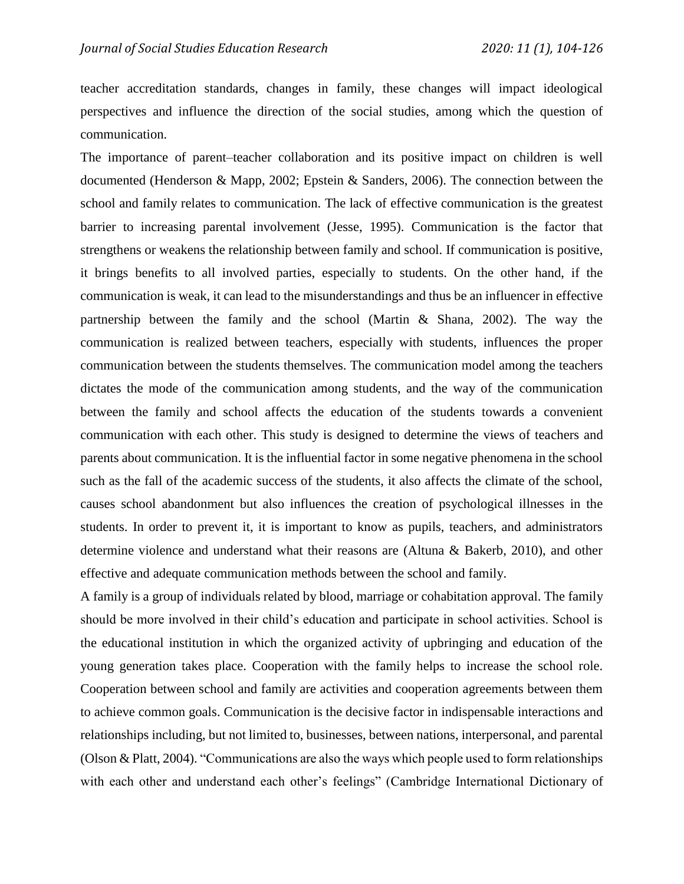teacher accreditation standards, changes in family, these changes will impact ideological perspectives and influence the direction of the social studies, among which the question of communication.

The importance of parent–teacher collaboration and its positive impact on children is well documented (Henderson & Mapp, 2002; Epstein & Sanders, 2006). The connection between the school and family relates to communication. The lack of effective communication is the greatest barrier to increasing parental involvement (Jesse, 1995). Communication is the factor that strengthens or weakens the relationship between family and school. If communication is positive, it brings benefits to all involved parties, especially to students. On the other hand, if the communication is weak, it can lead to the misunderstandings and thus be an influencer in effective partnership between the family and the school (Martin & Shana, 2002). The way the communication is realized between teachers, especially with students, influences the proper communication between the students themselves. The communication model among the teachers dictates the mode of the communication among students, and the way of the communication between the family and school affects the education of the students towards a convenient communication with each other. This study is designed to determine the views of teachers and parents about communication. It is the influential factor in some negative phenomena in the school such as the fall of the academic success of the students, it also affects the climate of the school, causes school abandonment but also influences the creation of psychological illnesses in the students. In order to prevent it, it is important to know as pupils, teachers, and administrators determine violence and understand what their reasons are (Altuna & Bakerb, 2010), and other effective and adequate communication methods between the school and family.

A family is a group of individuals related by blood, marriage or cohabitation approval. The family should be more involved in their child's education and participate in school activities. School is the educational institution in which the organized activity of upbringing and education of the young generation takes place. Cooperation with the family helps to increase the school role. Cooperation between school and family are activities and cooperation agreements between them to achieve common goals. Communication is the decisive factor in indispensable interactions and relationships including, but not limited to, businesses, between nations, interpersonal, and parental (Olson & Platt, 2004). "Communications are also the ways which people used to form relationships with each other and understand each other's feelings" (Cambridge International Dictionary of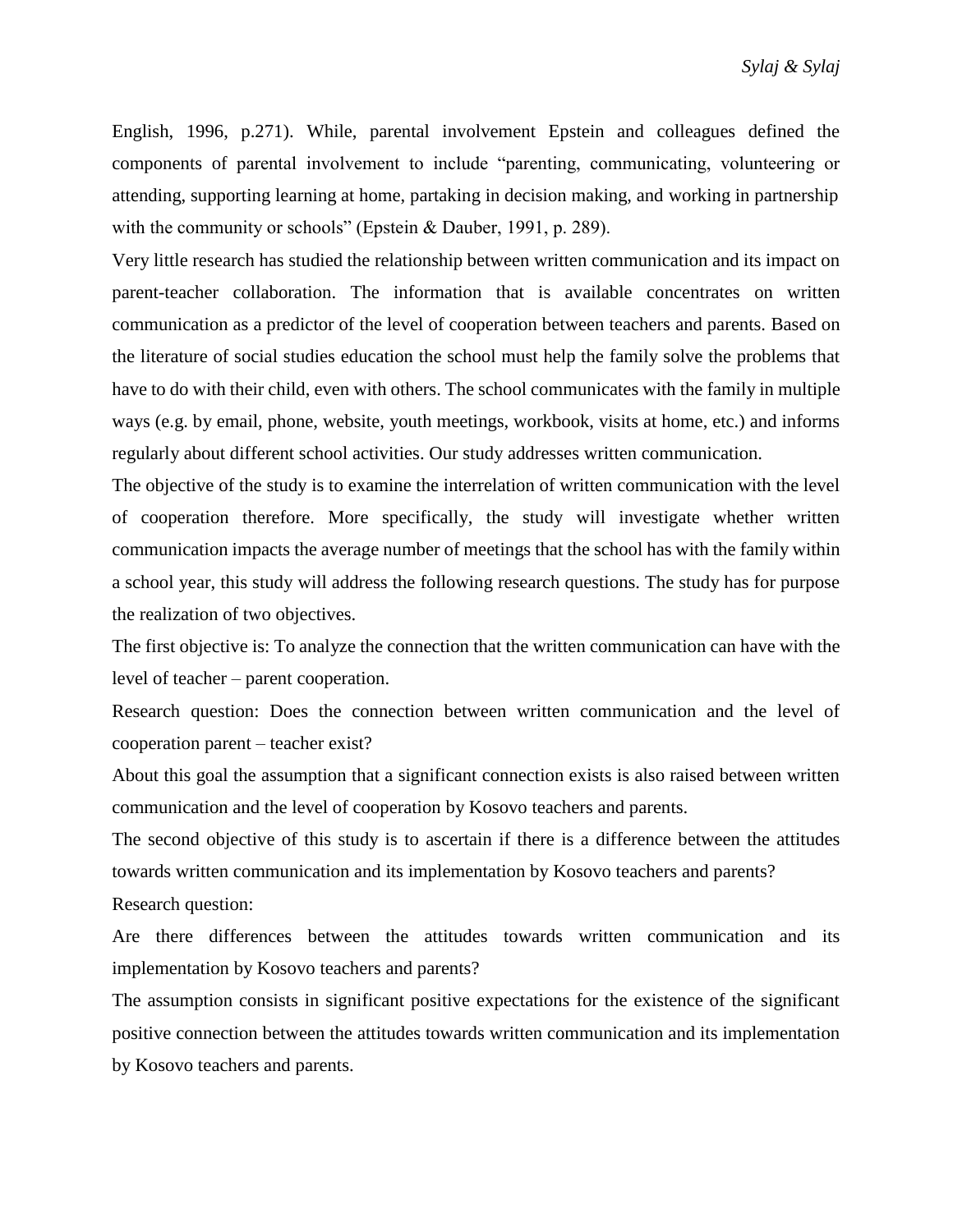English, 1996, p.271). While, parental involvement Epstein and colleagues defined the components of parental involvement to include "parenting, communicating, volunteering or attending, supporting learning at home, partaking in decision making, and working in partnership with the community or schools" (Epstein & Dauber, 1991, p. 289).

Very little research has studied the relationship between written communication and its impact on parent-teacher collaboration. The information that is available concentrates on written communication as a predictor of the level of cooperation between teachers and parents. Based on the literature of social studies education the school must help the family solve the problems that have to do with their child, even with others. The school communicates with the family in multiple ways (e.g. by email, phone, website, youth meetings, workbook, visits at home, etc.) and informs regularly about different school activities. Our study addresses written communication.

The objective of the study is to examine the interrelation of written communication with the level of cooperation therefore. More specifically, the study will investigate whether written communication impacts the average number of meetings that the school has with the family within a school year, this study will address the following research questions. The study has for purpose the realization of two objectives.

The first objective is: To analyze the connection that the written communication can have with the level of teacher – parent cooperation.

Research question: Does the connection between written communication and the level of cooperation parent – teacher exist?

About this goal the assumption that a significant connection exists is also raised between written communication and the level of cooperation by Kosovo teachers and parents.

The second objective of this study is to ascertain if there is a difference between the attitudes towards written communication and its implementation by Kosovo teachers and parents?

Research question:

Are there differences between the attitudes towards written communication and its implementation by Kosovo teachers and parents?

The assumption consists in significant positive expectations for the existence of the significant positive connection between the attitudes towards written communication and its implementation by Kosovo teachers and parents.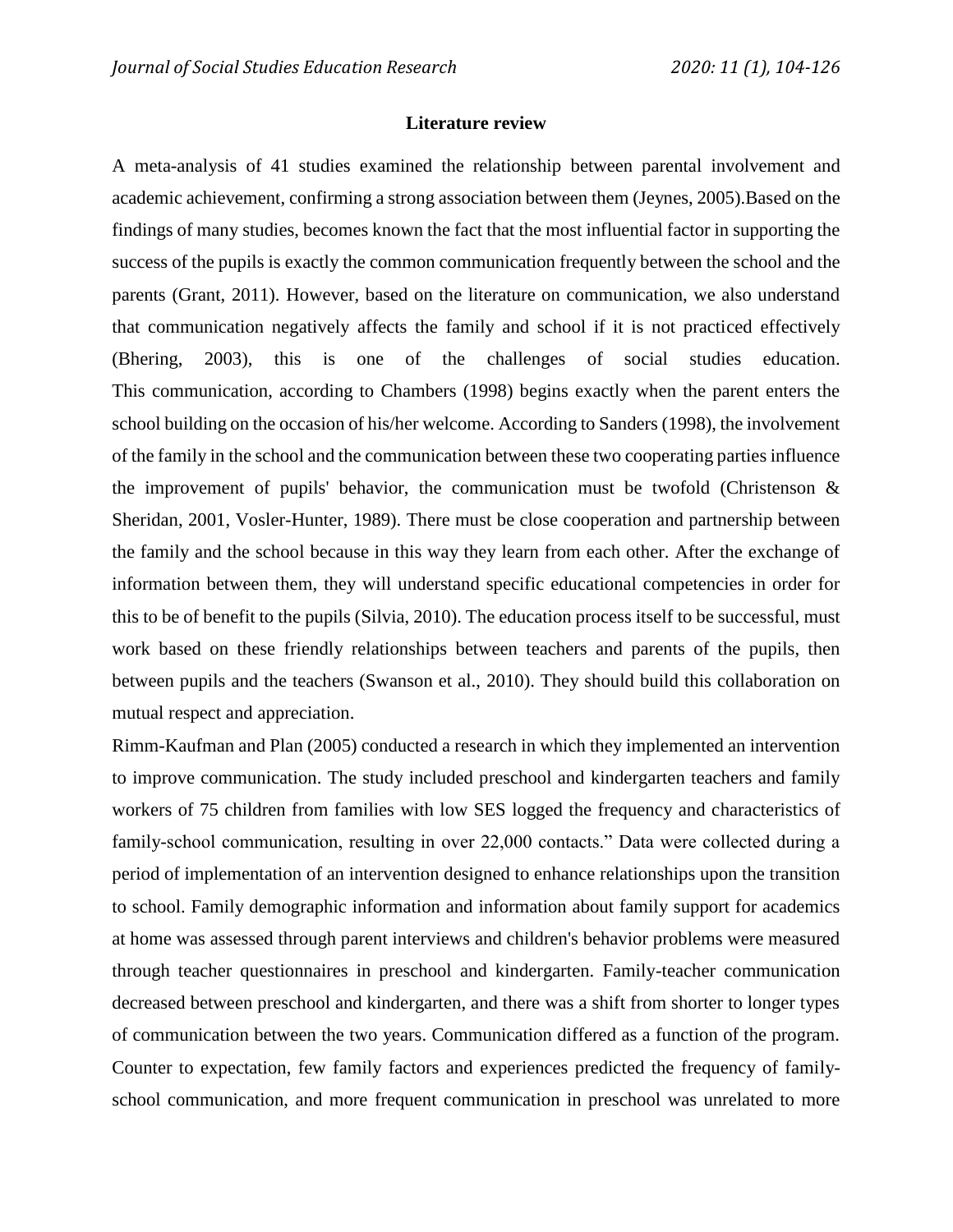## Literature review

A meta-analysis of 41 studies examined the relationship between parental involvement and academic achievement, confirming a strong association between them (Jeynes, 2005).Based on the findings of many studies, becomes known the fact that the most influential factor in supporting the success of the pupils is exactly the common communication frequently between the school and the parents (Grant, 2011). However, based on the literature on communication, we also understand that communication negatively affects the family and school if it is not practiced effectively (Bhering, 2003), this is one of the challenges of social studies education. This communication, according to Chambers (1998) begins exactly when the parent enters the school building on the occasion of his/her welcome. According to Sanders (1998), the involvement of the family in the school and the communication between these two cooperating parties influence the improvement of pupils' behavior, the communication must be twofold (Christenson & Sheridan, 2001, Vosler-Hunter, 1989). There must be close cooperation and partnership between the family and the school because in this way they learn from each other. After the exchange of information between them, they will understand specific educational competencies in order for this to be of benefit to the pupils (Silvia, 2010). The education process itself to be successful, must work based on these friendly relationships between teachers and parents of the pupils, then between pupils and the teachers (Swanson et al., 2010). They should build this collaboration on mutual respect and appreciation.

Rimm-Kaufman and Plan (2005) conducted a research in which they implemented an intervention to improve communication. The study included preschool and kindergarten teachers and family workers of 75 children from families with low SES logged the frequency and characteristics of family-school communication, resulting in over 22,000 contacts." Data were collected during a period of implementation of an intervention designed to enhance relationships upon the transition to school. Family demographic information and information about family support for academics at home was assessed through parent interviews and children's behavior problems were measured through teacher questionnaires in preschool and kindergarten. Family-teacher communication decreased between preschool and kindergarten, and there was a shift from shorter to longer types of communication between the two years. Communication differed as a function of the program. Counter to expectation, few family factors and experiences predicted the frequency of family-school communication, and more frequent communication in preschool was unrelated to more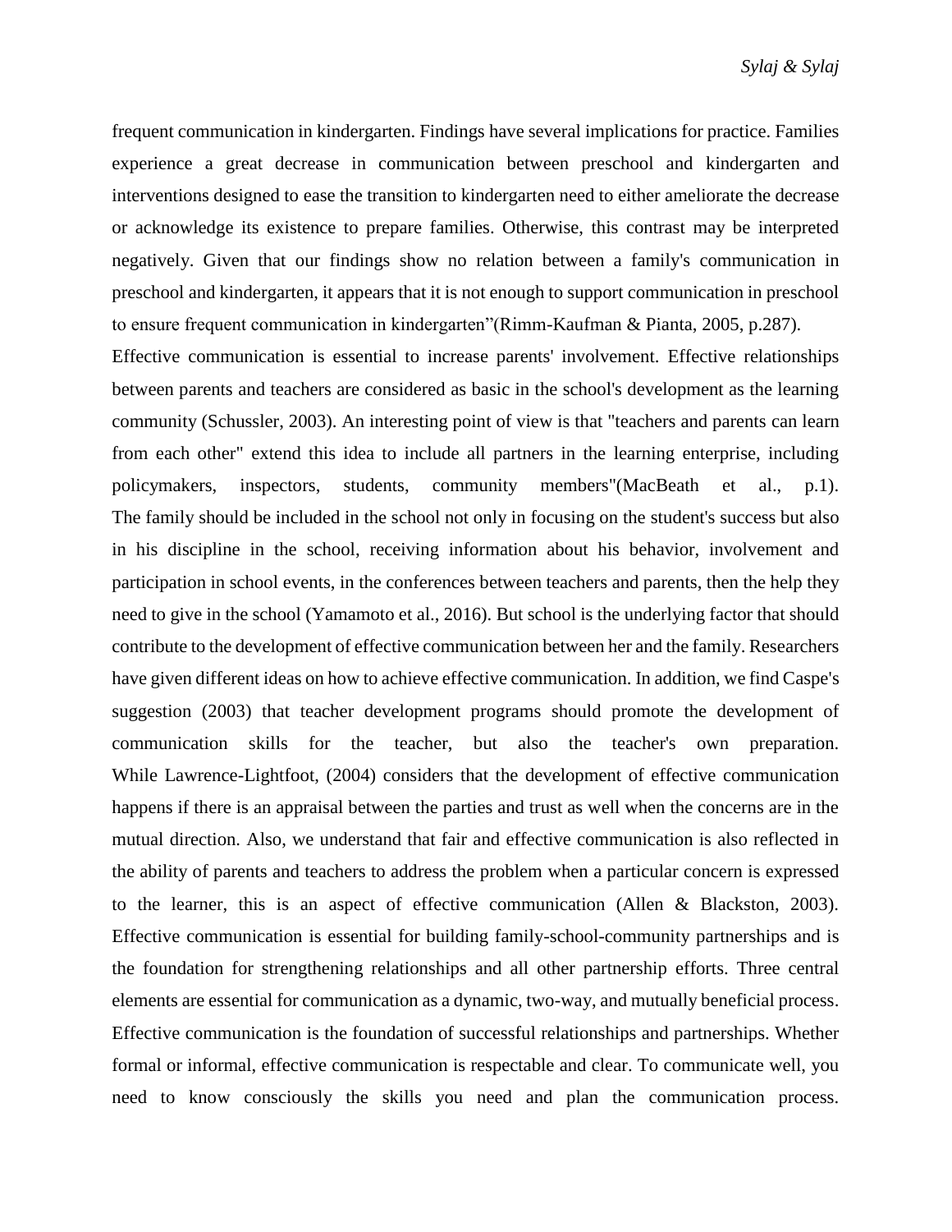frequent communication in kindergarten. Findings have several implications for practice. Families experience a great decrease in communication between preschool and kindergarten and interventions designed to ease the transition to kindergarten need to either ameliorate the decrease or acknowledge its existence to prepare families. Otherwise, this contrast may be interpreted negatively. Given that our findings show no relation between a family's communication in preschool and kindergarten, it appears that it is not enough to support communication in preschool to ensure frequent communication in kindergarten"(Rimm-Kaufman & Pianta, 2005, p.287).

Effective communication is essential to increase parents' involvement. Effective relationships between parents and teachers are considered as basic in the school's development as the learning community (Schussler, 2003). An interesting point of view is that "teachers and parents can learn from each other" extend this idea to include all partners in the learning enterprise, including policymakers, inspectors, students, community members"(MacBeath et al., p.1). The family should be included in the school not only in focusing on the student's success but also in his discipline in the school, receiving information about his behavior, involvement and participation in school events, in the conferences between teachers and parents, then the help they need to give in the school (Yamamoto et al., 2016). But school is the underlying factor that should contribute to the development of effective communication between her and the family. Researchers have given different ideas on how to achieve effective communication. In addition, we find Caspe's suggestion (2003) that teacher development programs should promote the development of communication skills for the teacher, but also the teacher's own preparation. While Lawrence-Lightfoot, (2004) considers that the development of effective communication happens if there is an appraisal between the parties and trust as well when the concerns are in the mutual direction. Also, we understand that fair and effective communication is also reflected in the ability of parents and teachers to address the problem when a particular concern is expressed to the learner, this is an aspect of effective communication (Allen & Blackston, 2003). Effective communication is essential for building family-school-community partnerships and is the foundation for strengthening relationships and all other partnership efforts. Three central elements are essential for communication as a dynamic, two-way, and mutually beneficial process. Effective communication is the foundation of successful relationships and partnerships. Whether formal or informal, effective communication is respectable and clear. To communicate well, you need to know consciously the skills you need and plan the communication process.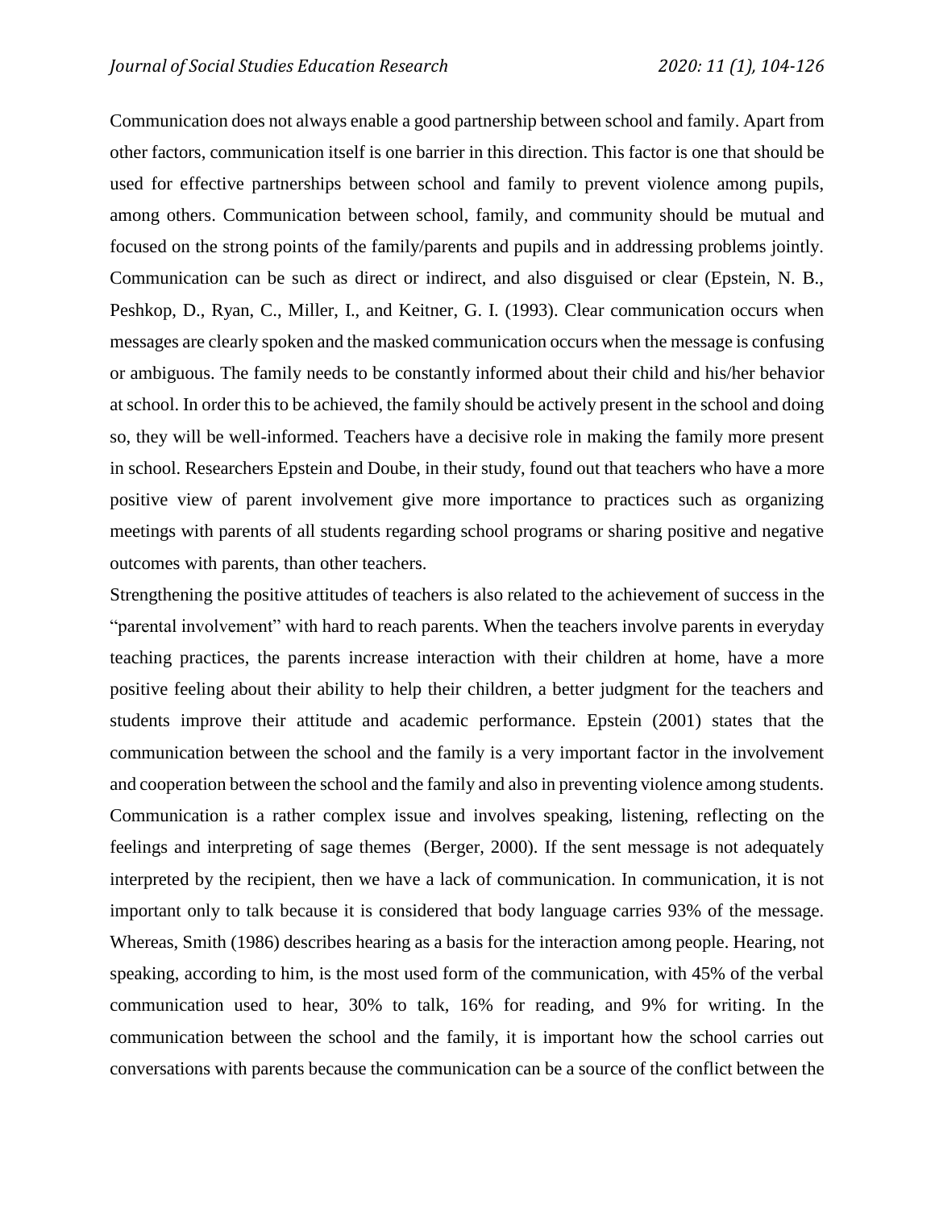Communication does not always enable a good partnership between school and family. Apart from other factors, communication itself is one barrier in this direction. This factor is one that should be used for effective partnerships between school and family to prevent violence among pupils, among others. Communication between school, family, and community should be mutual and focused on the strong points of the family/parents and pupils and in addressing problems jointly. Communication can be such as direct or indirect, and also disguised or clear (Epstein, N. B., Peshkop, D., Ryan, C., Miller, I., and Keitner, G. I. (1993). Clear communication occurs when messages are clearly spoken and the masked communication occurs when the message is confusing or ambiguous. The family needs to be constantly informed about their child and his/her behavior at school. In order this to be achieved, the family should be actively present in the school and doing so, they will be well-informed. Teachers have a decisive role in making the family more present in school. Researchers Epstein and Doube, in their study, found out that teachers who have a more positive view of parent involvement give more importance to practices such as organizing meetings with parents of all students regarding school programs or sharing positive and negative outcomes with parents, than other teachers.

Strengthening the positive attitudes of teachers is also related to the achievement of success in the "parental involvement" with hard to reach parents. When the teachers involve parents in everyday teaching practices, the parents increase interaction with their children at home, have a more positive feeling about their ability to help their children, a better judgment for the teachers and students improve their attitude and academic performance. Epstein (2001) states that the communication between the school and the family is a very important factor in the involvement and cooperation between the school and the family and also in preventing violence among students. Communication is a rather complex issue and involves speaking, listening, reflecting on the feelings and interpreting of sage themes (Berger, 2000). If the sent message is not adequately interpreted by the recipient, then we have a lack of communication. In communication, it is not important only to talk because it is considered that body language carries 93% of the message. Whereas, Smith (1986) describes hearing as a basis for the interaction among people. Hearing, not speaking, according to him, is the most used form of the communication, with 45% of the verbal communication used to hear, 30% to talk, 16% for reading, and 9% for writing. In the communication between the school and the family, it is important how the school carries out conversations with parents because the communication can be a source of the conflict between the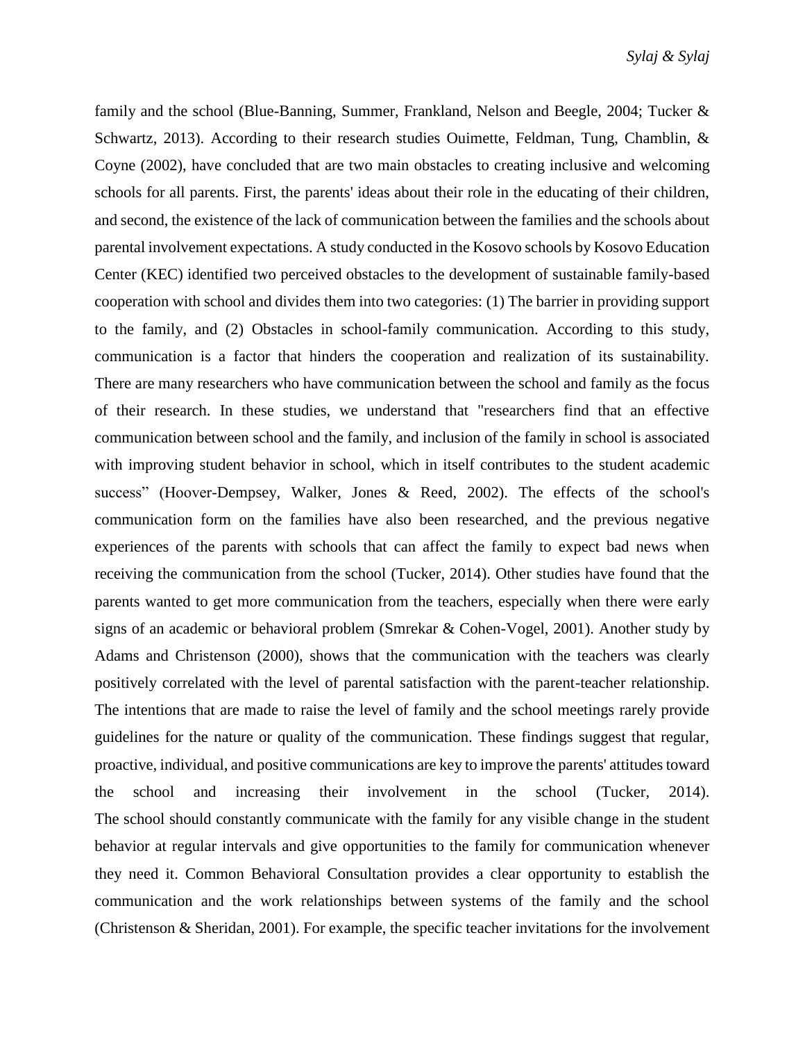family and the school (Blue-Banning, Summer, Frankland, Nelson and Beegle, 2004; Tucker & Schwartz, 2013). According to their research studies Ouimette, Feldman, Tung, Chamblin, & Coyne (2002), have concluded that are two main obstacles to creating inclusive and welcoming schools for all parents. First, the parents' ideas about their role in the educating of their children, and second, the existence of the lack of communication between the families and the schools about parental involvement expectations. A study conducted in the Kosovo schools by Kosovo Education Center (KEC) identified two perceived obstacles to the development of sustainable family-based cooperation with school and divides them into two categories: (1) The barrier in providing support to the family, and (2) Obstacles in school-family communication. According to this study, communication is a factor that hinders the cooperation and realization of its sustainability. There are many researchers who have communication between the school and family as the focus of their research. In these studies, we understand that "researchers find that an effective communication between school and the family, and inclusion of the family in school is associated with improving student behavior in school, which in itself contributes to the student academic success" (Hoover-Dempsey, Walker, Jones & Reed, 2002). The effects of the school's communication form on the families have also been researched, and the previous negative experiences of the parents with schools that can affect the family to expect bad news when receiving the communication from the school (Tucker, 2014). Other studies have found that the parents wanted to get more communication from the teachers, especially when there were early signs of an academic or behavioral problem (Smrekar & Cohen-Vogel, 2001). Another study by Adams and Christenson (2000), shows that the communication with the teachers was clearly positively correlated with the level of parental satisfaction with the parent-teacher relationship. The intentions that are made to raise the level of family and the school meetings rarely provide guidelines for the nature or quality of the communication. These findings suggest that regular, proactive, individual, and positive communications are key to improve the parents' attitudes toward the school and increasing their involvement in the school (Tucker, 2014). The school should constantly communicate with the family for any visible change in the student behavior at regular intervals and give opportunities to the family for communication whenever they need it. Common Behavioral Consultation provides a clear opportunity to establish the communication and the work relationships between systems of the family and the school (Christenson & Sheridan, 2001). For example, the specific teacher invitations for the involvement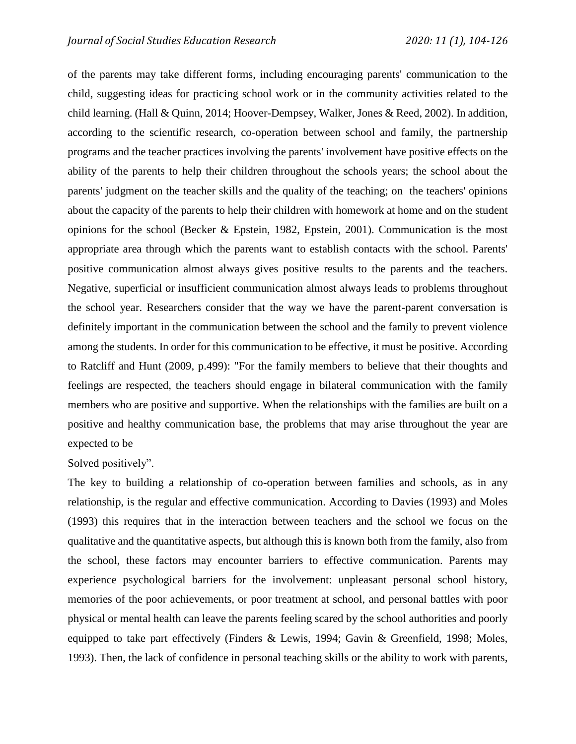of the parents may take different forms, including encouraging parents' communication to the child, suggesting ideas for practicing school work or in the community activities related to the child learning. (Hall & Quinn, 2014; Hoover-Dempsey, Walker, Jones & Reed, 2002). In addition, according to the scientific research, co-operation between school and family, the partnership programs and the teacher practices involving the parents' involvement have positive effects on the ability of the parents to help their children throughout the schools years; the school about the parents' judgment on the teacher skills and the quality of the teaching; on the teachers' opinions about the capacity of the parents to help their children with homework at home and on the student opinions for the school (Becker & Epstein, 1982, Epstein, 2001). Communication is the most appropriate area through which the parents want to establish contacts with the school. Parents' positive communication almost always gives positive results to the parents and the teachers. Negative, superficial or insufficient communication almost always leads to problems throughout the school year. Researchers consider that the way we have the parent-parent conversation is definitely important in the communication between the school and the family to prevent violence among the students. In order for this communication to be effective, it must be positive. According to Ratcliff and Hunt (2009, p.499): "For the family members to believe that their thoughts and feelings are respected, the teachers should engage in bilateral communication with the family members who are positive and supportive. When the relationships with the families are built on a positive and healthy communication base, the problems that may arise throughout the year are expected to be
Solved positively".

The key to building a relationship of co-operation between families and schools, as in any relationship, is the regular and effective communication. According to Davies (1993) and Moles (1993) this requires that in the interaction between teachers and the school we focus on the qualitative and the quantitative aspects, but although this is known both from the family, also from the school, these factors may encounter barriers to effective communication. Parents may experience psychological barriers for the involvement: unpleasant personal school history, memories of the poor achievements, or poor treatment at school, and personal battles with poor physical or mental health can leave the parents feeling scared by the school authorities and poorly equipped to take part effectively (Finders & Lewis, 1994; Gavin & Greenfield, 1998; Moles, 1993). Then, the lack of confidence in personal teaching skills or the ability to work with parents,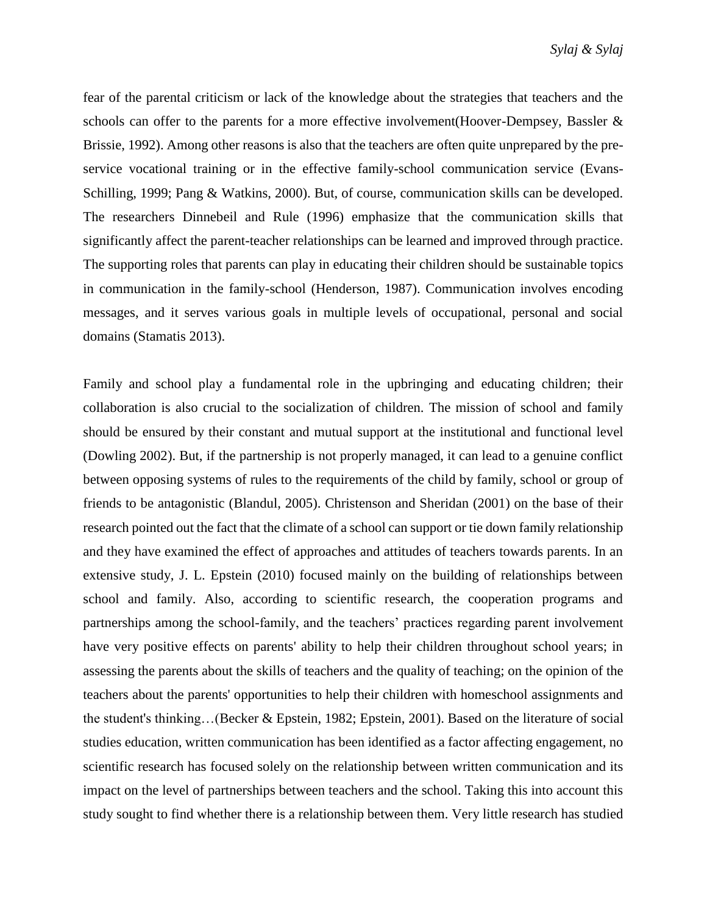fear of the parental criticism or lack of the knowledge about the strategies that teachers and the schools can offer to the parents for a more effective involvement(Hoover-Dempsey, Bassler & Brissie, 1992). Among other reasons is also that the teachers are often quite unprepared by the pre-service vocational training or in the effective family-school communication service (Evans-Schilling, 1999; Pang & Watkins, 2000). But, of course, communication skills can be developed. The researchers Dinnebeil and Rule (1996) emphasize that the communication skills that significantly affect the parent-teacher relationships can be learned and improved through practice. The supporting roles that parents can play in educating their children should be sustainable topics in communication in the family-school (Henderson, 1987). Communication involves encoding messages, and it serves various goals in multiple levels of occupational, personal and social domains (Stamatis 2013).

Family and school play a fundamental role in the upbringing and educating children; their collaboration is also crucial to the socialization of children. The mission of school and family should be ensured by their constant and mutual support at the institutional and functional level (Dowling 2002). But, if the partnership is not properly managed, it can lead to a genuine conflict between opposing systems of rules to the requirements of the child by family, school or group of friends to be antagonistic (Blandul, 2005). Christenson and Sheridan (2001) on the base of their research pointed out the fact that the climate of a school can support or tie down family relationship and they have examined the effect of approaches and attitudes of teachers towards parents. In an extensive study, J. L. Epstein (2010) focused mainly on the building of relationships between school and family. Also, according to scientific research, the cooperation programs and partnerships among the school-family, and the teachers' practices regarding parent involvement have very positive effects on parents' ability to help their children throughout school years; in assessing the parents about the skills of teachers and the quality of teaching; on the opinion of the teachers about the parents' opportunities to help their children with homeschool assignments and the student's thinking…(Becker & Epstein, 1982; Epstein, 2001). Based on the literature of social studies education, written communication has been identified as a factor affecting engagement, no scientific research has focused solely on the relationship between written communication and its impact on the level of partnerships between teachers and the school. Taking this into account this study sought to find whether there is a relationship between them. Very little research has studied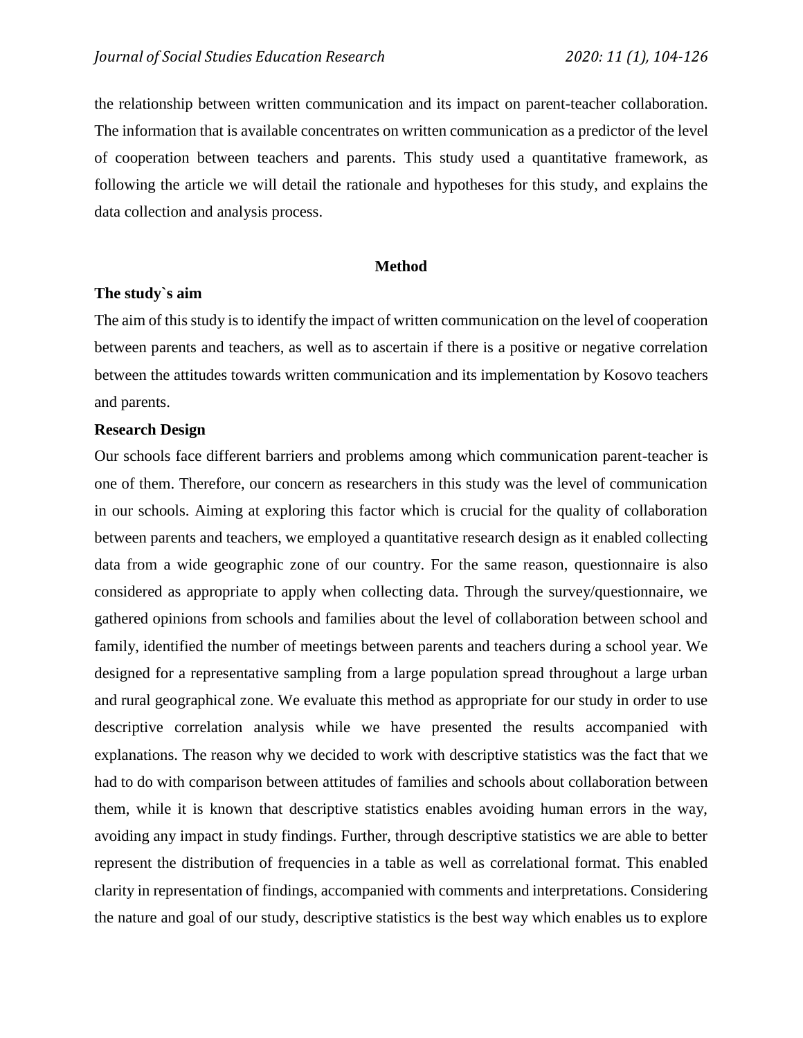the relationship between written communication and its impact on parent-teacher collaboration. The information that is available concentrates on written communication as a predictor of the level of cooperation between teachers and parents. This study used a quantitative framework, as following the article we will detail the rationale and hypotheses for this study, and explains the data collection and analysis process.

## Method

### The study`s aim

The aim of this study is to identify the impact of written communication on the level of cooperation between parents and teachers, as well as to ascertain if there is a positive or negative correlation between the attitudes towards written communication and its implementation by Kosovo teachers and parents.

### Research Design

Our schools face different barriers and problems among which communication parent-teacher is one of them. Therefore, our concern as researchers in this study was the level of communication in our schools. Aiming at exploring this factor which is crucial for the quality of collaboration between parents and teachers, we employed a quantitative research design as it enabled collecting data from a wide geographic zone of our country. For the same reason, questionnaire is also considered as appropriate to apply when collecting data. Through the survey/questionnaire, we gathered opinions from schools and families about the level of collaboration between school and family, identified the number of meetings between parents and teachers during a school year. We designed for a representative sampling from a large population spread throughout a large urban and rural geographical zone. We evaluate this method as appropriate for our study in order to use descriptive correlation analysis while we have presented the results accompanied with explanations. The reason why we decided to work with descriptive statistics was the fact that we had to do with comparison between attitudes of families and schools about collaboration between them, while it is known that descriptive statistics enables avoiding human errors in the way, avoiding any impact in study findings. Further, through descriptive statistics we are able to better represent the distribution of frequencies in a table as well as correlational format. This enabled clarity in representation of findings, accompanied with comments and interpretations. Considering the nature and goal of our study, descriptive statistics is the best way which enables us to explore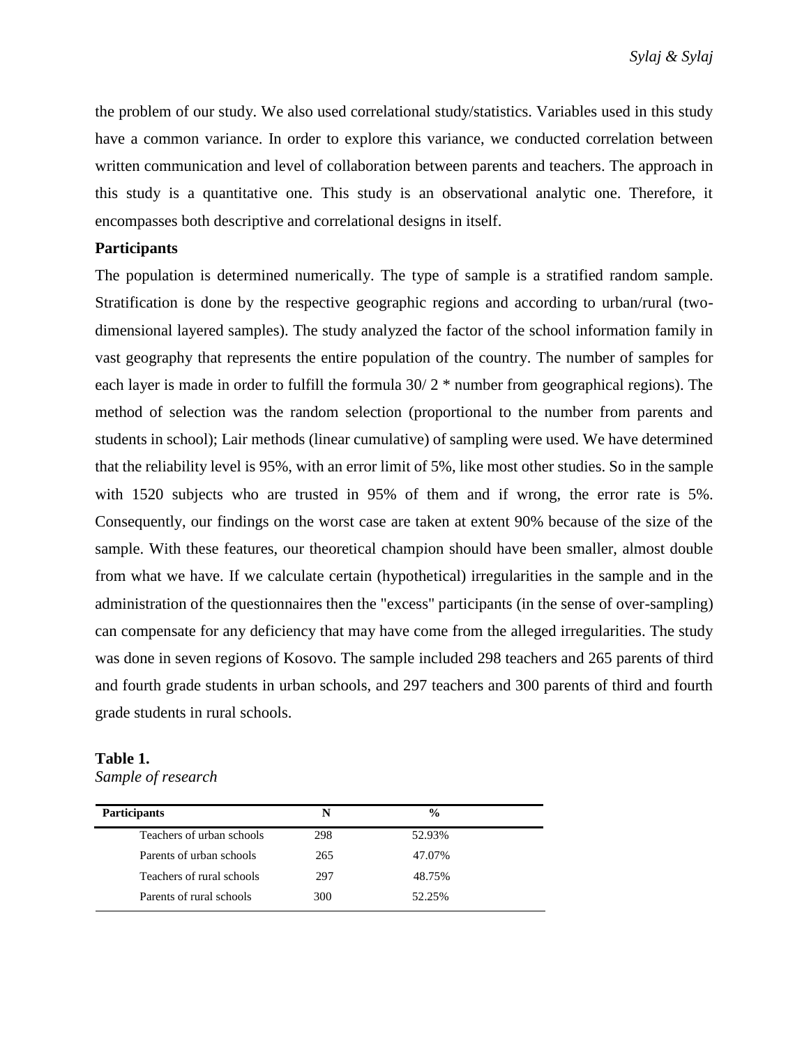the problem of our study. We also used correlational study/statistics. Variables used in this study have a common variance. In order to explore this variance, we conducted correlation between written communication and level of collaboration between parents and teachers. The approach in this study is a quantitative one. This study is an observational analytic one. Therefore, it encompasses both descriptive and correlational designs in itself.

**Participants**

The population is determined numerically. The type of sample is a stratified random sample. Stratification is done by the respective geographic regions and according to urban/rural (two-dimensional layered samples). The study analyzed the factor of the school information family in vast geography that represents the entire population of the country. The number of samples for each layer is made in order to fulfill the formula 30/ 2 * number from geographical regions). The method of selection was the random selection (proportional to the number from parents and students in school); Lair methods (linear cumulative) of sampling were used. We have determined that the reliability level is 95%, with an error limit of 5%, like most other studies. So in the sample with 1520 subjects who are trusted in 95% of them and if wrong, the error rate is 5%. Consequently, our findings on the worst case are taken at extent 90% because of the size of the sample. With these features, our theoretical champion should have been smaller, almost double from what we have. If we calculate certain (hypothetical) irregularities in the sample and in the administration of the questionnaires then the "excess" participants (in the sense of over-sampling) can compensate for any deficiency that may have come from the alleged irregularities. The study was done in seven regions of Kosovo. The sample included 298 teachers and 265 parents of third and fourth grade students in urban schools, and 297 teachers and 300 parents of third and fourth grade students in rural schools.

**Table 1.**
*Sample of research*

| Participants | N | % |
|---|---|---|
| Teachers of urban schools | 298 | 52.93% |
| Parents of urban schools | 265 | 47.07% |
| Teachers of rural schools | 297 | 48.75% |
| Parents of rural schools | 300 | 52.25% |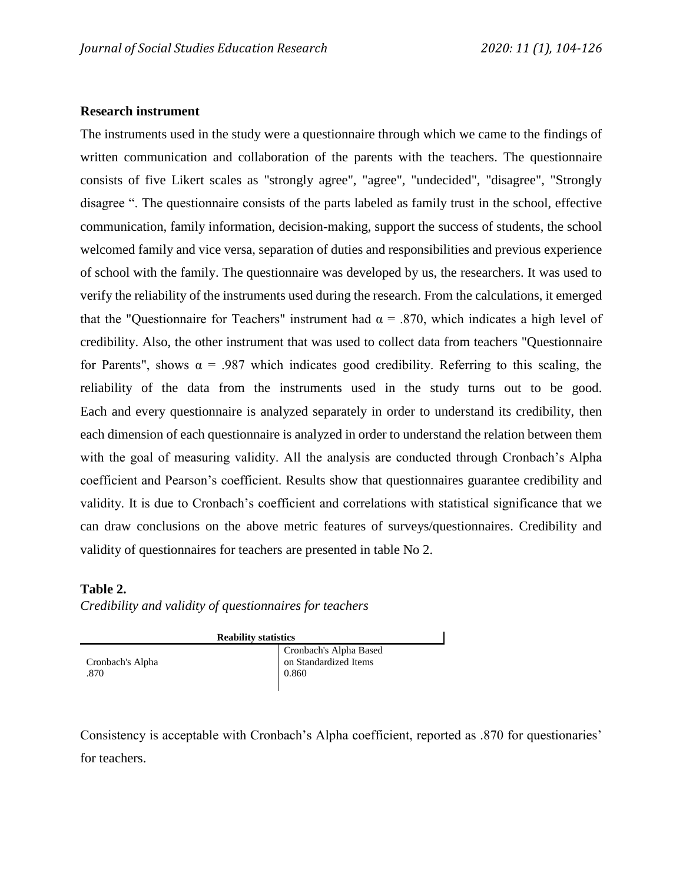**Research instrument**

The instruments used in the study were a questionnaire through which we came to the findings of written communication and collaboration of the parents with the teachers. The questionnaire consists of five Likert scales as "strongly agree", "agree", "undecided", "disagree", "Strongly disagree ". The questionnaire consists of the parts labeled as family trust in the school, effective communication, family information, decision-making, support the success of students, the school welcomed family and vice versa, separation of duties and responsibilities and previous experience of school with the family. The questionnaire was developed by us, the researchers. It was used to verify the reliability of the instruments used during the research. From the calculations, it emerged that the "Questionnaire for Teachers" instrument had $\alpha = .870$, which indicates a high level of credibility. Also, the other instrument that was used to collect data from teachers "Questionnaire for Parents", shows $\alpha = .987$ which indicates good credibility. Referring to this scaling, the reliability of the data from the instruments used in the study turns out to be good. Each and every questionnaire is analyzed separately in order to understand its credibility, then each dimension of each questionnaire is analyzed in order to understand the relation between them with the goal of measuring validity. All the analysis are conducted through Cronbach's Alpha coefficient and Pearson's coefficient. Results show that questionnaires guarantee credibility and validity. It is due to Cronbach's coefficient and correlations with statistical significance that we can draw conclusions on the above metric features of surveys/questionnaires. Credibility and validity of questionnaires for teachers are presented in table No 2.

**Table 2.**

*Credibility and validity of questionnaires for teachers*

| Reability statistics | |
|---|---|
| Cronbach's Alpha | Cronbach's Alpha Based on Standardized Items |
| .870 | 0.860 |

Consistency is acceptable with Cronbach's Alpha coefficient, reported as .870 for questionaries' for teachers.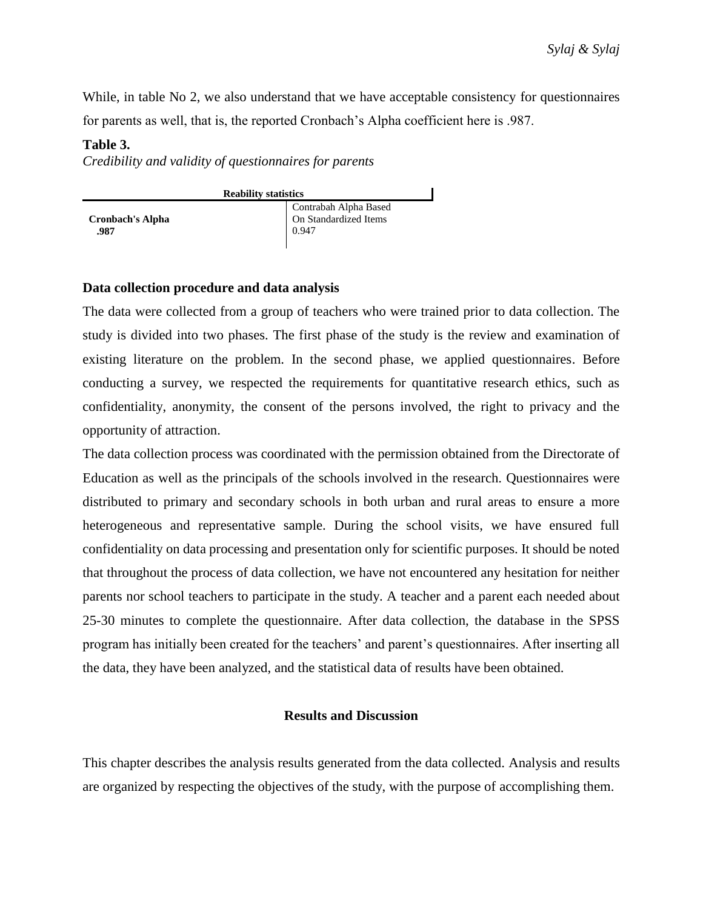While, in table No 2, we also understand that we have acceptable consistency for questionnaires for parents as well, that is, the reported Cronbach's Alpha coefficient here is .987.

**Table 3.**

*Credibility and validity of questionnaires for parents*

| Reability statistics | |
|---|---|
| **Cronbach's Alpha** | Contrabah Alpha Based On Standardized Items |
| **.987** | 0.947 |

### Data collection procedure and data analysis

The data were collected from a group of teachers who were trained prior to data collection. The study is divided into two phases. The first phase of the study is the review and examination of existing literature on the problem. In the second phase, we applied questionnaires. Before conducting a survey, we respected the requirements for quantitative research ethics, such as confidentiality, anonymity, the consent of the persons involved, the right to privacy and the opportunity of attraction.

The data collection process was coordinated with the permission obtained from the Directorate of Education as well as the principals of the schools involved in the research. Questionnaires were distributed to primary and secondary schools in both urban and rural areas to ensure a more heterogeneous and representative sample. During the school visits, we have ensured full confidentiality on data processing and presentation only for scientific purposes. It should be noted that throughout the process of data collection, we have not encountered any hesitation for neither parents nor school teachers to participate in the study. A teacher and a parent each needed about 25-30 minutes to complete the questionnaire. After data collection, the database in the SPSS program has initially been created for the teachers' and parent's questionnaires. After inserting all the data, they have been analyzed, and the statistical data of results have been obtained.

## Results and Discussion

This chapter describes the analysis results generated from the data collected. Analysis and results are organized by respecting the objectives of the study, with the purpose of accomplishing them.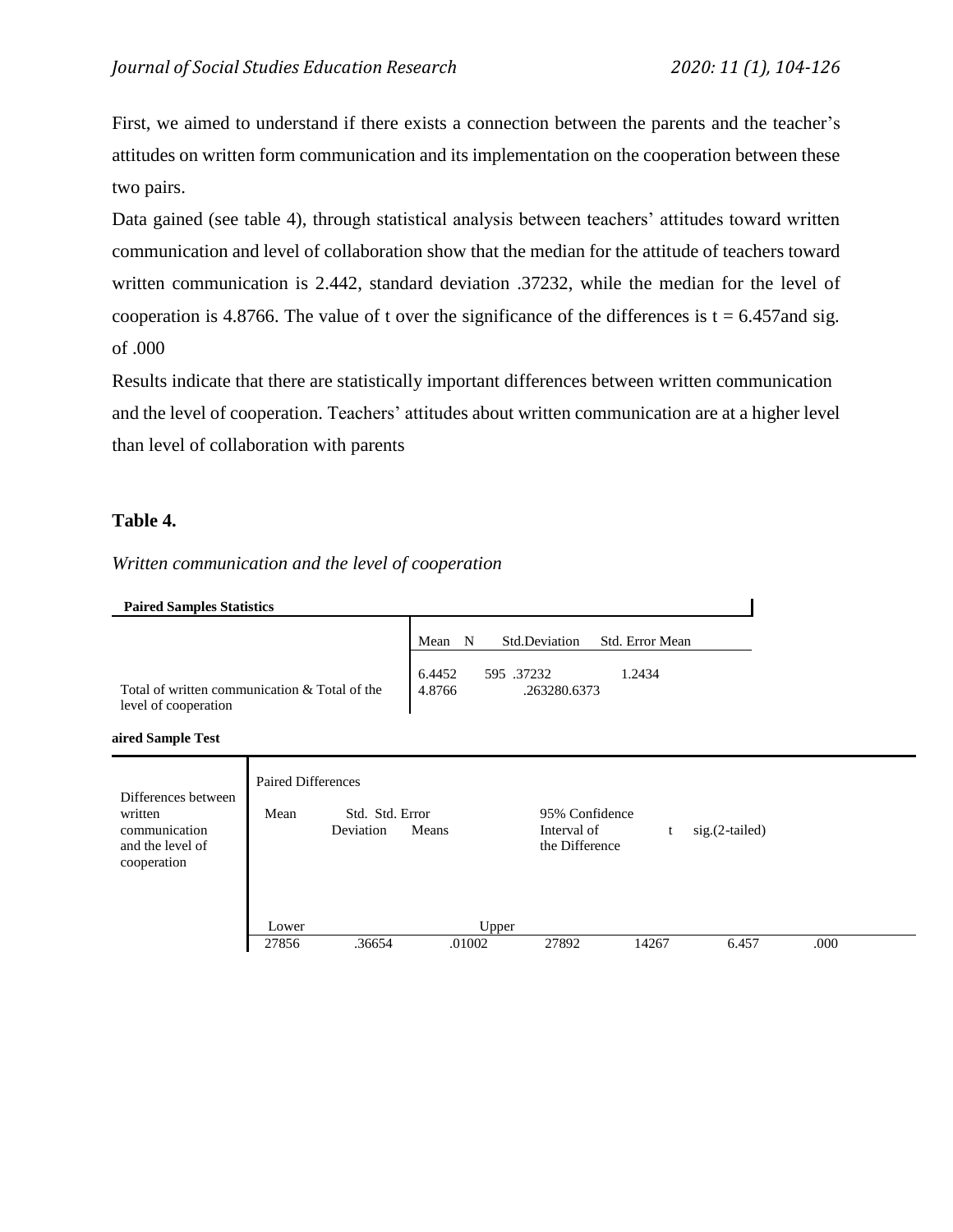First, we aimed to understand if there exists a connection between the parents and the teacher's attitudes on written form communication and its implementation on the cooperation between these two pairs.

Data gained (see table 4), through statistical analysis between teachers' attitudes toward written communication and level of collaboration show that the median for the attitude of teachers toward written communication is 2.442, standard deviation .37232, while the median for the level of cooperation is 4.8766. The value of t over the significance of the differences is t = 6.457and sig. of .000

Results indicate that there are statistically important differences between written communication and the level of cooperation. Teachers' attitudes about written communication are at a higher level than level of collaboration with parents

## Table 4.

*Written communication and the level of cooperation*

**Paired Samples Statistics**

| | Mean | N | Std.Deviation | Std. Error Mean |
|---|---|---|---|---|
| Total of written communication & Total of the level of cooperation | 6.4452<br>4.8766 | 595 | .37232<br>.263280.6373 | 1.2434 |

**aired Sample Test**

| Differences between written communication and the level of cooperation | Paired Differences | | | | | | |
|---|---|---|---|---|---|---|---|
| | Mean | Std. Deviation | Std. Error Means | 95% Confidence Interval of the Difference | | t | sig.(2-tailed) |
| | | | | Lower | Upper | | |
| | 27856 | .36654 | .01002 | 27892 | 14267 | 6.457 | .000 |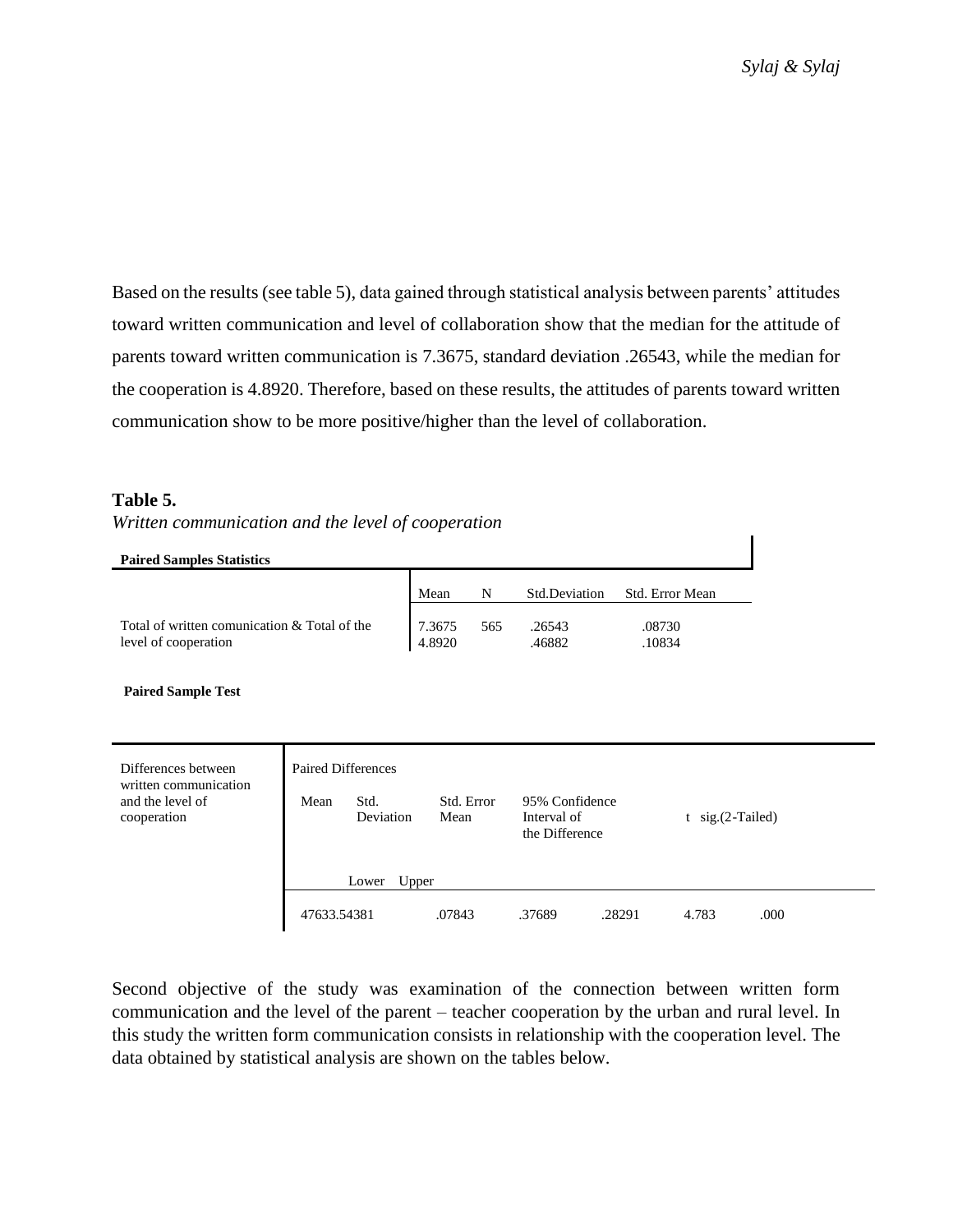Based on the results (see table 5), data gained through statistical analysis between parents' attitudes toward written communication and level of collaboration show that the median for the attitude of parents toward written communication is 7.3675, standard deviation .26543, while the median for the cooperation is 4.8920. Therefore, based on these results, the attitudes of parents toward written communication show to be more positive/higher than the level of collaboration.

**Table 5.**

*Written communication and the level of cooperation*

**Paired Samples Statistics**

| | Mean | N | Std.Deviation | Std. Error Mean |
|---|---|---|---|---|
| Total of written comunication & Total of the level of cooperation | 7.3675<br>4.8920 | 565 | .26543<br>.46882 | .08730<br>.10834 |

**Paired Sample Test**

| Differences between written communication and the level of cooperation | Paired Differences | | | | | | |
|---|---|---|---|---|---|---|---|
| | Mean | Std. Deviation | Std. Error Mean | 95% Confidence Interval of the Difference | | t | sig.(2-Tailed) |
| | | Lower | Upper | | | | |
| | 47633.54381 | | .07843 | .37689 | .28291 | 4.783 | .000 |

Second objective of the study was examination of the connection between written form communication and the level of the parent – teacher cooperation by the urban and rural level. In this study the written form communication consists in relationship with the cooperation level. The data obtained by statistical analysis are shown on the tables below.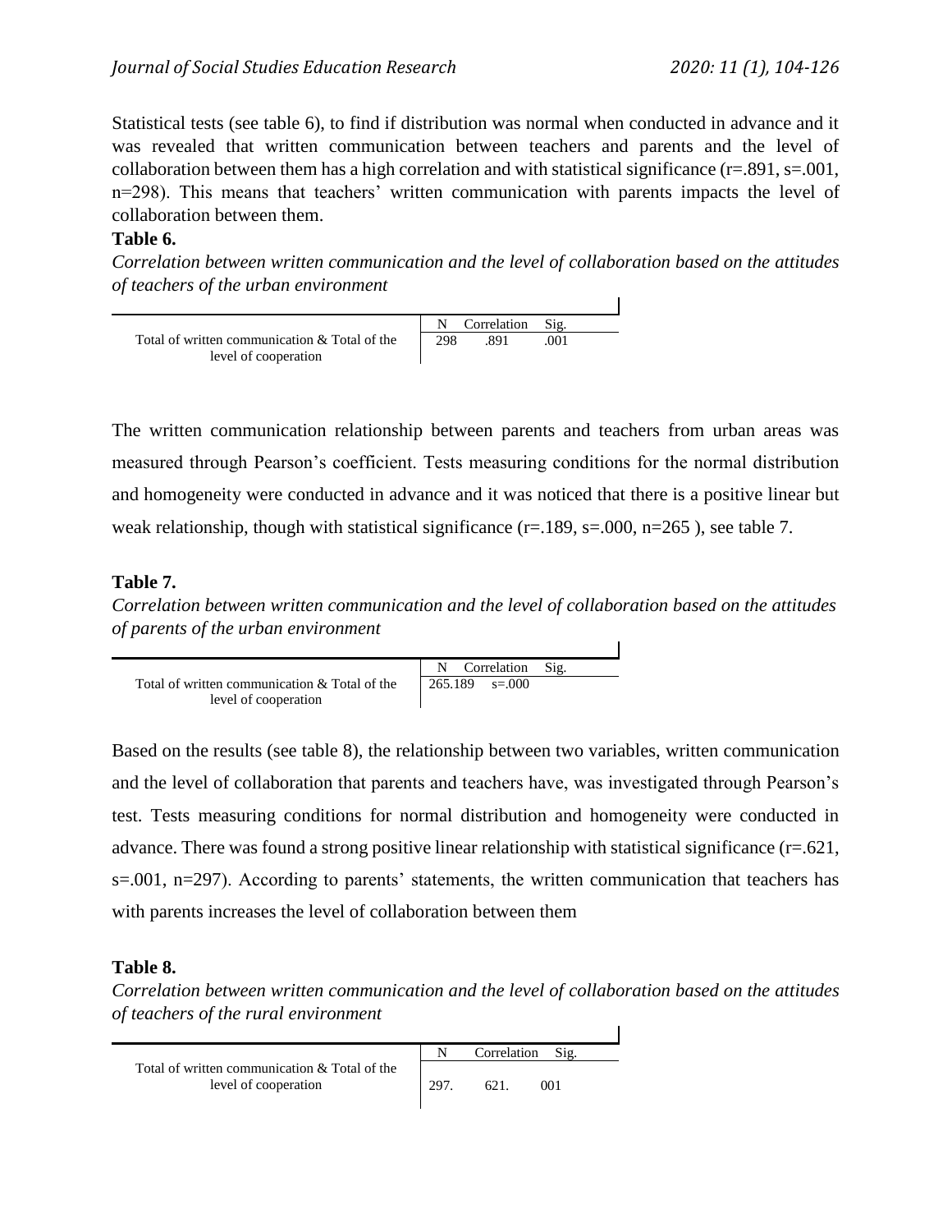Statistical tests (see table 6), to find if distribution was normal when conducted in advance and it was revealed that written communication between teachers and parents and the level of collaboration between them has a high correlation and with statistical significance (r=.891, s=.001, n=298). This means that teachers' written communication with parents impacts the level of collaboration between them.

**Table 6.**

*Correlation between written communication and the level of collaboration based on the attitudes of teachers of the urban environment*

| | N | Correlation | Sig. |
|---|---|---|---|
| Total of written communication & Total of the level of cooperation | 298 | .891 | .001 |

The written communication relationship between parents and teachers from urban areas was measured through Pearson's coefficient. Tests measuring conditions for the normal distribution and homogeneity were conducted in advance and it was noticed that there is a positive linear but weak relationship, though with statistical significance (r=.189, s=.000, n=265 ), see table 7.

**Table 7.**

*Correlation between written communication and the level of collaboration based on the attitudes of parents of the urban environment*

| | N | Correlation | Sig. |
|---|---|---|---|
| Total of written communication & Total of the level of cooperation | 265.189 | s=.000 | |

Based on the results (see table 8), the relationship between two variables, written communication and the level of collaboration that parents and teachers have, was investigated through Pearson's test. Tests measuring conditions for normal distribution and homogeneity were conducted in advance. There was found a strong positive linear relationship with statistical significance (r=.621, s=.001, n=297). According to parents' statements, the written communication that teachers has with parents increases the level of collaboration between them

**Table 8.**

*Correlation between written communication and the level of collaboration based on the attitudes of teachers of the rural environment*

| | N | Correlation | Sig. |
|---|---|---|---|
| Total of written communication & Total of the level of cooperation | 297. | 621. | 001 |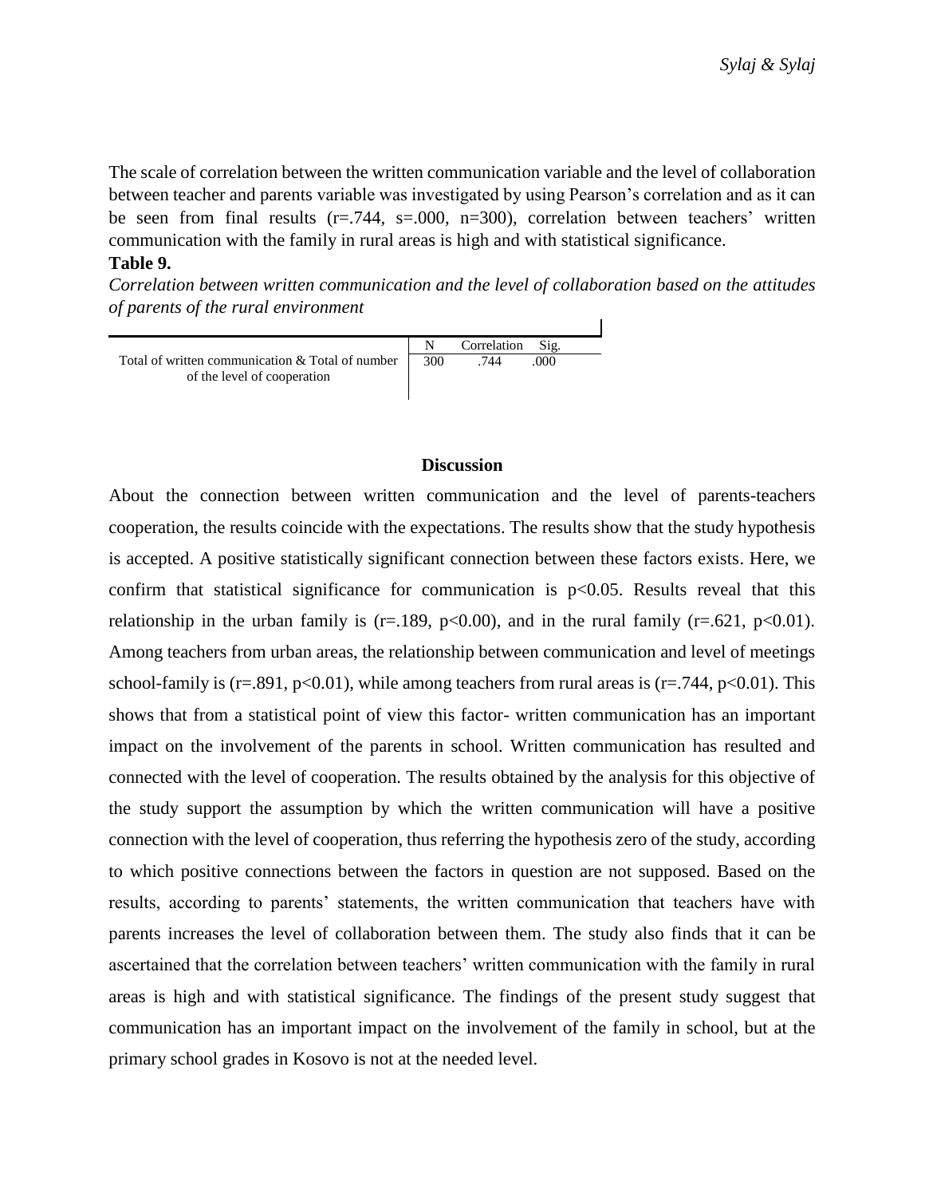The scale of correlation between the written communication variable and the level of collaboration between teacher and parents variable was investigated by using Pearson's correlation and as it can be seen from final results (r=.744, s=.000, n=300), correlation between teachers' written communication with the family in rural areas is high and with statistical significance.

**Table 9.**

*Correlation between written communication and the level of collaboration based on the attitudes of parents of the rural environment*

| | N | Correlation | Sig. |
|---|---|---|---|
| Total of written communication & Total of number of the level of cooperation | 300 | .744 | .000 |

## Discussion

About the connection between written communication and the level of parents-teachers cooperation, the results coincide with the expectations. The results show that the study hypothesis is accepted. A positive statistically significant connection between these factors exists. Here, we confirm that statistical significance for communication is $p<0.05$. Results reveal that this relationship in the urban family is (r=.189, $p<0.00$), and in the rural family (r=.621, $p<0.01$). Among teachers from urban areas, the relationship between communication and level of meetings school-family is (r=.891, $p<0.01$), while among teachers from rural areas is (r=.744, $p<0.01$). This shows that from a statistical point of view this factor- written communication has an important impact on the involvement of the parents in school. Written communication has resulted and connected with the level of cooperation. The results obtained by the analysis for this objective of the study support the assumption by which the written communication will have a positive connection with the level of cooperation, thus referring the hypothesis zero of the study, according to which positive connections between the factors in question are not supposed. Based on the results, according to parents' statements, the written communication that teachers have with parents increases the level of collaboration between them. The study also finds that it can be ascertained that the correlation between teachers' written communication with the family in rural areas is high and with statistical significance. The findings of the present study suggest that communication has an important impact on the involvement of the family in school, but at the primary school grades in Kosovo is not at the needed level.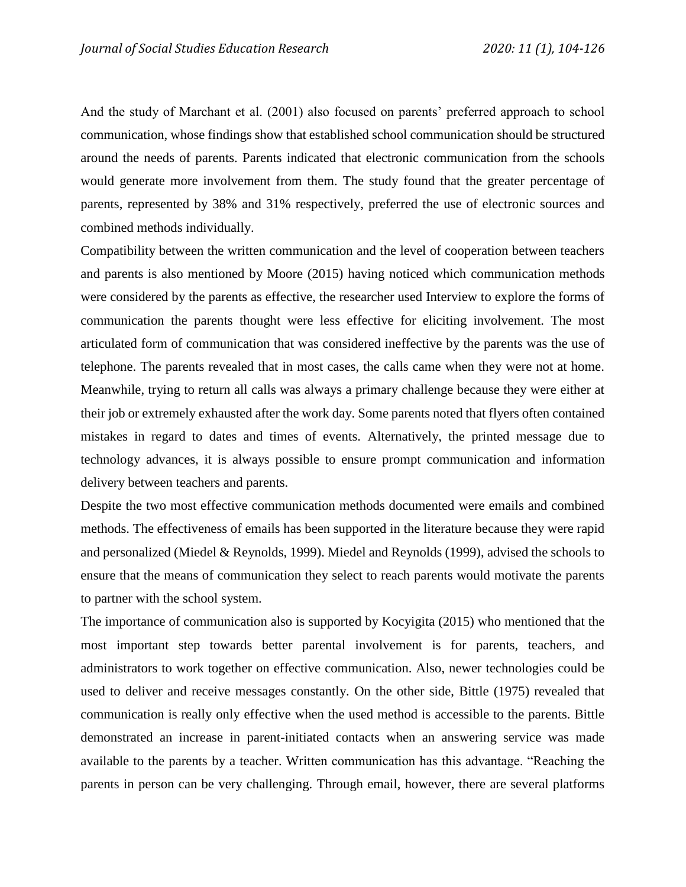And the study of Marchant et al. (2001) also focused on parents' preferred approach to school communication, whose findings show that established school communication should be structured around the needs of parents. Parents indicated that electronic communication from the schools would generate more involvement from them. The study found that the greater percentage of parents, represented by 38% and 31% respectively, preferred the use of electronic sources and combined methods individually.

Compatibility between the written communication and the level of cooperation between teachers and parents is also mentioned by Moore (2015) having noticed which communication methods were considered by the parents as effective, the researcher used Interview to explore the forms of communication the parents thought were less effective for eliciting involvement. The most articulated form of communication that was considered ineffective by the parents was the use of telephone. The parents revealed that in most cases, the calls came when they were not at home. Meanwhile, trying to return all calls was always a primary challenge because they were either at their job or extremely exhausted after the work day. Some parents noted that flyers often contained mistakes in regard to dates and times of events. Alternatively, the printed message due to technology advances, it is always possible to ensure prompt communication and information delivery between teachers and parents.

Despite the two most effective communication methods documented were emails and combined methods. The effectiveness of emails has been supported in the literature because they were rapid and personalized (Miedel & Reynolds, 1999). Miedel and Reynolds (1999), advised the schools to ensure that the means of communication they select to reach parents would motivate the parents to partner with the school system.

The importance of communication also is supported by Kocyigita (2015) who mentioned that the most important step towards better parental involvement is for parents, teachers, and administrators to work together on effective communication. Also, newer technologies could be used to deliver and receive messages constantly. On the other side, Bittle (1975) revealed that communication is really only effective when the used method is accessible to the parents. Bittle demonstrated an increase in parent-initiated contacts when an answering service was made available to the parents by a teacher. Written communication has this advantage. "Reaching the parents in person can be very challenging. Through email, however, there are several platforms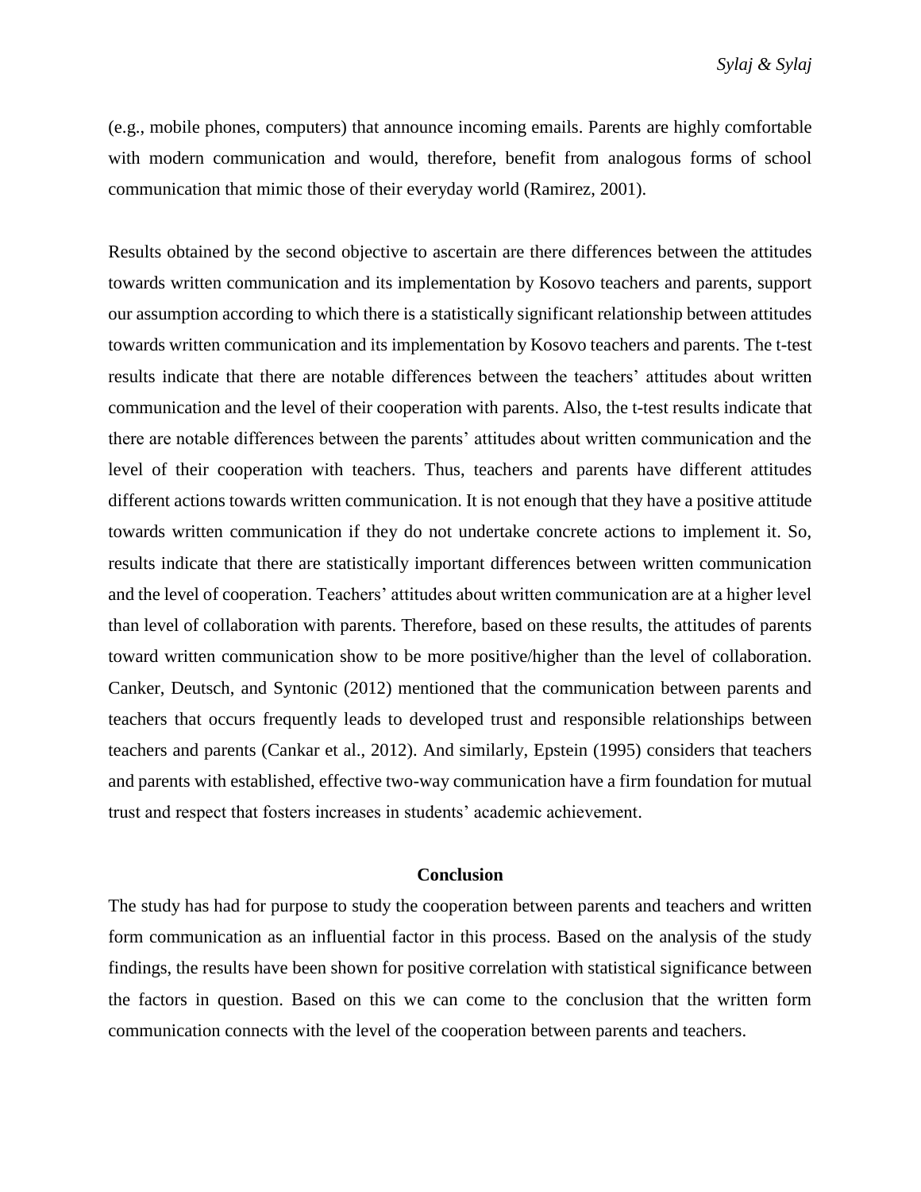(e.g., mobile phones, computers) that announce incoming emails. Parents are highly comfortable with modern communication and would, therefore, benefit from analogous forms of school communication that mimic those of their everyday world (Ramirez, 2001).

Results obtained by the second objective to ascertain are there differences between the attitudes towards written communication and its implementation by Kosovo teachers and parents, support our assumption according to which there is a statistically significant relationship between attitudes towards written communication and its implementation by Kosovo teachers and parents. The t-test results indicate that there are notable differences between the teachers' attitudes about written communication and the level of their cooperation with parents. Also, the t-test results indicate that there are notable differences between the parents' attitudes about written communication and the level of their cooperation with teachers. Thus, teachers and parents have different attitudes different actions towards written communication. It is not enough that they have a positive attitude towards written communication if they do not undertake concrete actions to implement it. So, results indicate that there are statistically important differences between written communication and the level of cooperation. Teachers' attitudes about written communication are at a higher level than level of collaboration with parents. Therefore, based on these results, the attitudes of parents toward written communication show to be more positive/higher than the level of collaboration. Canker, Deutsch, and Syntonic (2012) mentioned that the communication between parents and teachers that occurs frequently leads to developed trust and responsible relationships between teachers and parents (Cankar et al., 2012). And similarly, Epstein (1995) considers that teachers and parents with established, effective two-way communication have a firm foundation for mutual trust and respect that fosters increases in students' academic achievement.

## Conclusion

The study has had for purpose to study the cooperation between parents and teachers and written form communication as an influential factor in this process. Based on the analysis of the study findings, the results have been shown for positive correlation with statistical significance between the factors in question. Based on this we can come to the conclusion that the written form communication connects with the level of the cooperation between parents and teachers.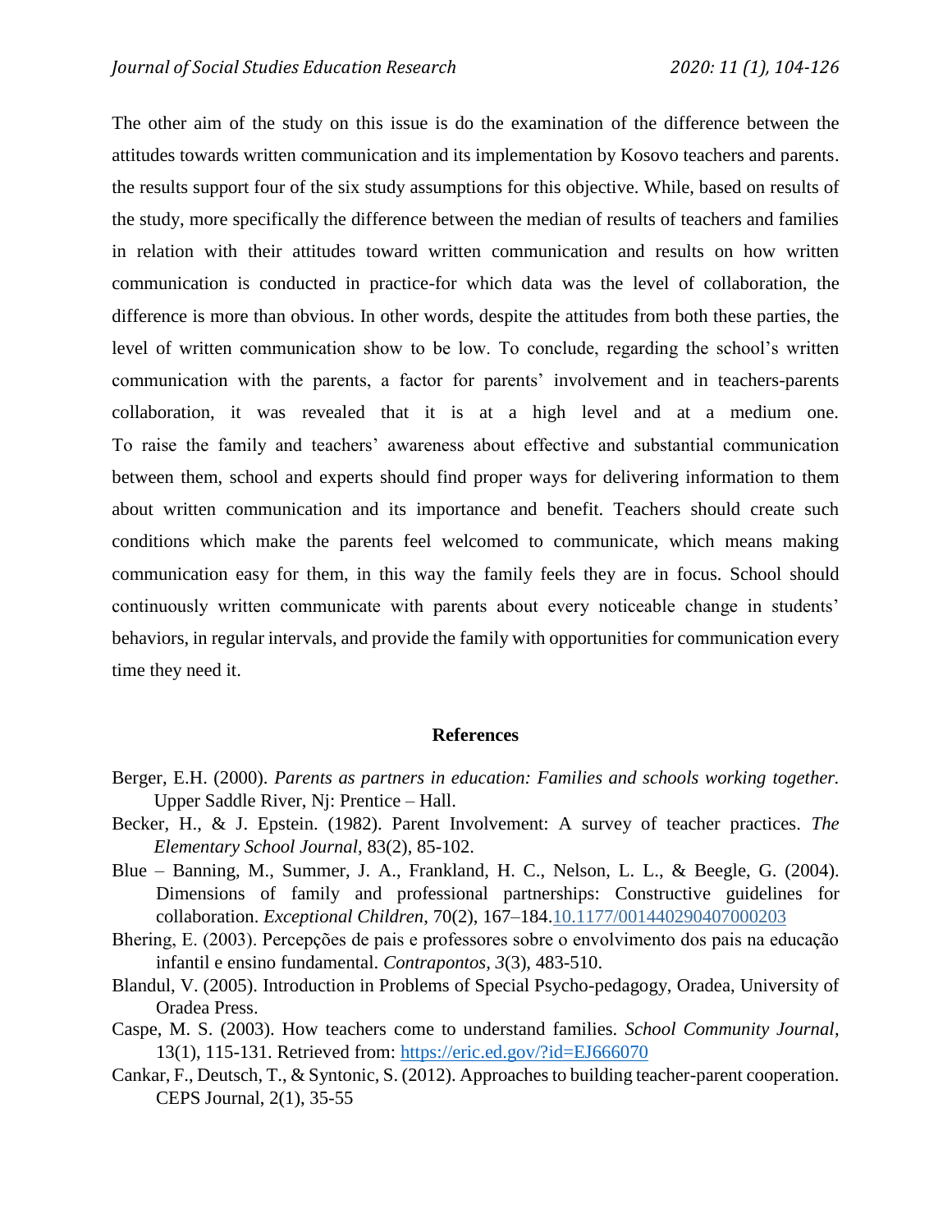The other aim of the study on this issue is do the examination of the difference between the attitudes towards written communication and its implementation by Kosovo teachers and parents. the results support four of the six study assumptions for this objective. While, based on results of the study, more specifically the difference between the median of results of teachers and families in relation with their attitudes toward written communication and results on how written communication is conducted in practice-for which data was the level of collaboration, the difference is more than obvious. In other words, despite the attitudes from both these parties, the level of written communication show to be low. To conclude, regarding the school's written communication with the parents, a factor for parents' involvement and in teachers-parents collaboration, it was revealed that it is at a high level and at a medium one. To raise the family and teachers' awareness about effective and substantial communication between them, school and experts should find proper ways for delivering information to them about written communication and its importance and benefit. Teachers should create such conditions which make the parents feel welcomed to communicate, which means making communication easy for them, in this way the family feels they are in focus. School should continuously written communicate with parents about every noticeable change in students' behaviors, in regular intervals, and provide the family with opportunities for communication every time they need it.

## References

Berger, E.H. (2000). *Parents as partners in education: Families and schools working together.* Upper Saddle River, Nj: Prentice – Hall.

Becker, H., & J. Epstein. (1982). Parent Involvement: A survey of teacher practices. *The Elementary School Journal*, 83(2), 85-102.

Blue – Banning, M., Summer, J. A., Frankland, H. C., Nelson, L. L., & Beegle, G. (2004). Dimensions of family and professional partnerships: Constructive guidelines for collaboration. *Exceptional Children*, 70(2), 167–184.10.1177/001440290407000203

Bhering, E. (2003). Percepções de pais e professores sobre o envolvimento dos pais na educação infantil e ensino fundamental. *Contrapontos, 3*(3), 483-510.

Blandul, V. (2005). Introduction in Problems of Special Psycho-pedagogy, Oradea, University of Oradea Press.

Caspe, M. S. (2003). How teachers come to understand families. *School Community Journal*, 13(1), 115-131. Retrieved from: https://eric.ed.gov/?id=EJ666070

Cankar, F., Deutsch, T., & Syntonic, S. (2012). Approaches to building teacher-parent cooperation. CEPS Journal, 2(1), 35-55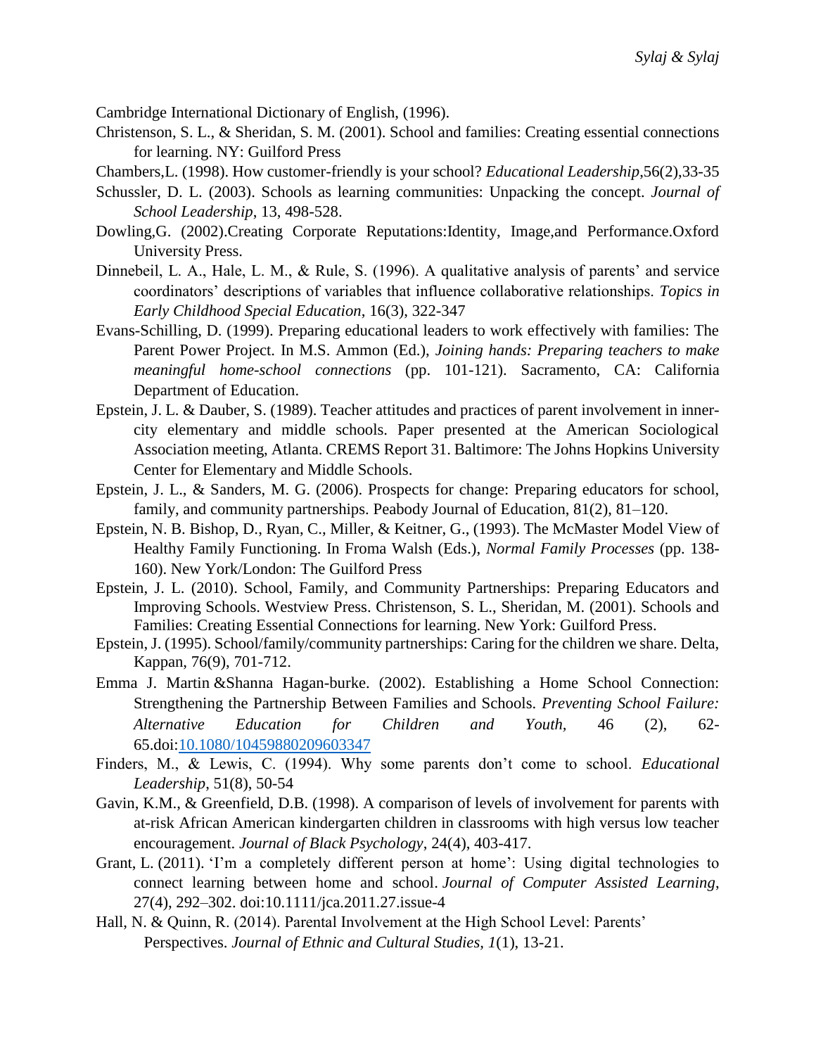Cambridge International Dictionary of English, (1996).

Christenson, S. L., & Sheridan, S. M. (2001). School and families: Creating essential connections for learning. NY: Guilford Press

Chambers,L. (1998). How customer-friendly is your school? *Educational Leadership*,56(2),33-35

Schussler, D. L. (2003). Schools as learning communities: Unpacking the concept. *Journal of School Leadership*, 13, 498-528.

Dowling,G. (2002).Creating Corporate Reputations:Identity, Image,and Performance.Oxford University Press.

Dinnebeil, L. A., Hale, L. M., & Rule, S. (1996). A qualitative analysis of parents' and service coordinators' descriptions of variables that influence collaborative relationships. *Topics in Early Childhood Special Education*, 16(3), 322-347

Evans-Schilling, D. (1999). Preparing educational leaders to work effectively with families: The Parent Power Project. In M.S. Ammon (Ed.), *Joining hands: Preparing teachers to make meaningful home-school connections* (pp. 101-121). Sacramento, CA: California Department of Education.

Epstein, J. L. & Dauber, S. (1989). Teacher attitudes and practices of parent involvement in inner-city elementary and middle schools. Paper presented at the American Sociological Association meeting, Atlanta. CREMS Report 31. Baltimore: The Johns Hopkins University Center for Elementary and Middle Schools.

Epstein, J. L., & Sanders, M. G. (2006). Prospects for change: Preparing educators for school, family, and community partnerships. Peabody Journal of Education, 81(2), 81–120.

Epstein, N. B. Bishop, D., Ryan, C., Miller, & Keitner, G., (1993). The McMaster Model View of Healthy Family Functioning. In Froma Walsh (Eds.), *Normal Family Processes* (pp. 138-160). New York/London: The Guilford Press

Epstein, J. L. (2010). School, Family, and Community Partnerships: Preparing Educators and Improving Schools. Westview Press. Christenson, S. L., Sheridan, M. (2001). Schools and Families: Creating Essential Connections for learning. New York: Guilford Press.

Epstein, J. (1995). School/family/community partnerships: Caring for the children we share. Delta, Kappan, 76(9), 701-712.

Emma J. Martin &Shanna Hagan-burke. (2002). Establishing a Home School Connection: Strengthening the Partnership Between Families and Schools. *Preventing School Failure: Alternative Education for Children and Youth,* 46 (2), 62-65.doi:10.1080/10459880209603347

Finders, M., & Lewis, C. (1994). Why some parents don't come to school. *Educational Leadership*, 51(8), 50-54

Gavin, K.M., & Greenfield, D.B. (1998). A comparison of levels of involvement for parents with at-risk African American kindergarten children in classrooms with high versus low teacher encouragement. *Journal of Black Psychology*, 24(4), 403-417.

Grant, L. (2011). 'I'm a completely different person at home': Using digital technologies to connect learning between home and school. *Journal of Computer Assisted Learning*, 27(4), 292–302. doi:10.1111/jca.2011.27.issue-4

Hall, N. & Quinn, R. (2014). Parental Involvement at the High School Level: Parents' Perspectives. *Journal of Ethnic and Cultural Studies, 1*(1), 13-21.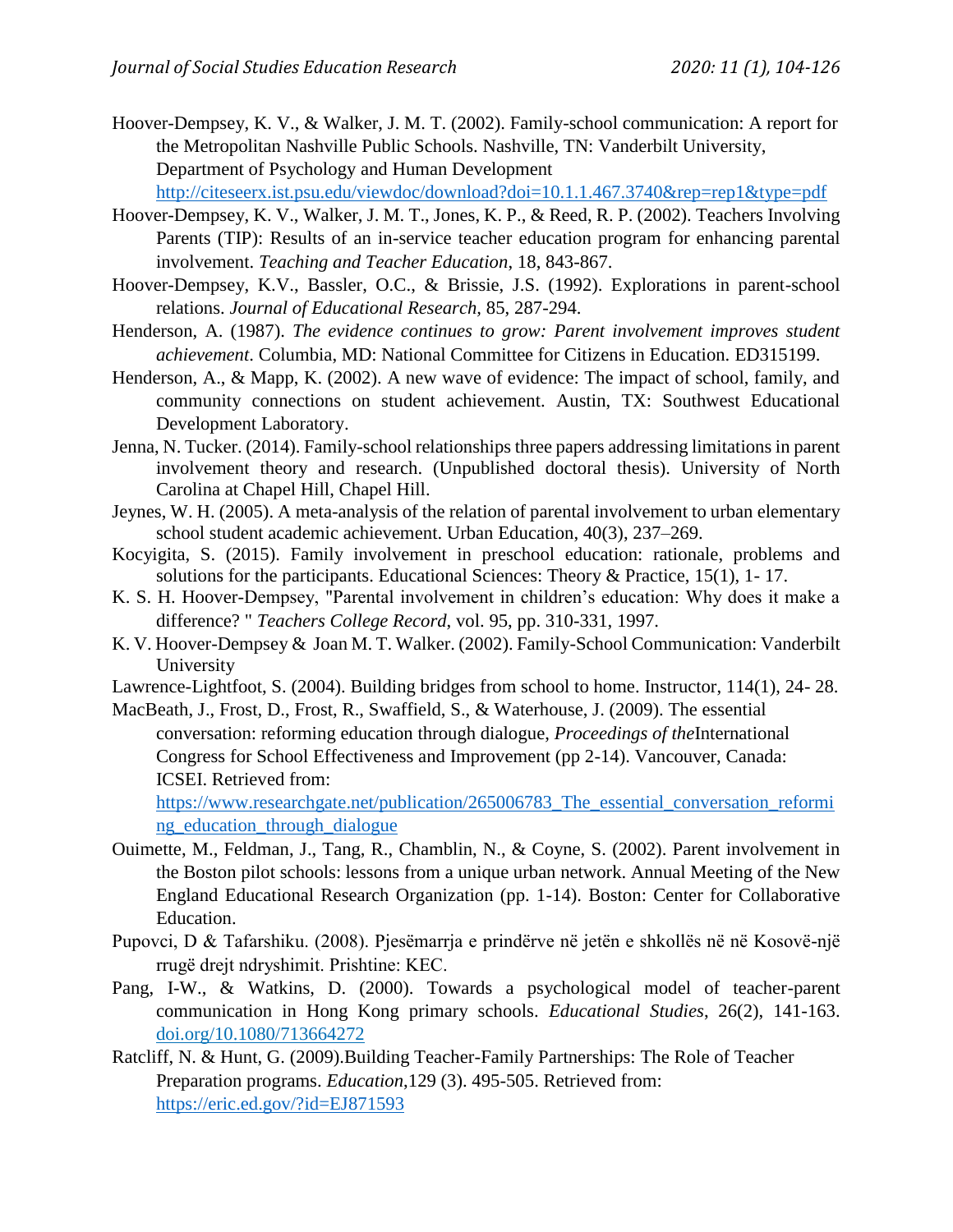Hoover-Dempsey, K. V., & Walker, J. M. T. (2002). Family-school communication: A report for the Metropolitan Nashville Public Schools. Nashville, TN: Vanderbilt University, Department of Psychology and Human Development http://citeseerx.ist.psu.edu/viewdoc/download?doi=10.1.1.467.3740&rep=rep1&type=pdf

Hoover-Dempsey, K. V., Walker, J. M. T., Jones, K. P., & Reed, R. P. (2002). Teachers Involving Parents (TIP): Results of an in-service teacher education program for enhancing parental involvement. *Teaching and Teacher Education*, 18, 843-867.

Hoover-Dempsey, K.V., Bassler, O.C., & Brissie, J.S. (1992). Explorations in parent-school relations. *Journal of Educational Research,* 85, 287-294.

Henderson, A. (1987). *The evidence continues to grow: Parent involvement improves student achievement*. Columbia, MD: National Committee for Citizens in Education. ED315199.

Henderson, A., & Mapp, K. (2002). A new wave of evidence: The impact of school, family, and community connections on student achievement. Austin, TX: Southwest Educational Development Laboratory.

Jenna, N. Tucker. (2014). Family-school relationships three papers addressing limitations in parent involvement theory and research. (Unpublished doctoral thesis). University of North Carolina at Chapel Hill, Chapel Hill.

Jeynes, W. H. (2005). A meta-analysis of the relation of parental involvement to urban elementary school student academic achievement. Urban Education, 40(3), 237–269.

Kocyigita, S. (2015). Family involvement in preschool education: rationale, problems and solutions for the participants. Educational Sciences: Theory & Practice, 15(1), 1- 17.

K. S. H. Hoover-Dempsey, "Parental involvement in children's education: Why does it make a difference? " *Teachers College Record*, vol. 95, pp. 310-331, 1997.

K. V. Hoover-Dempsey & Joan M. T. Walker. (2002). Family-School Communication: Vanderbilt University

Lawrence-Lightfoot, S. (2004). Building bridges from school to home. Instructor, 114(1), 24- 28.

MacBeath, J., Frost, D., Frost, R., Swaffield, S., & Waterhouse, J. (2009). The essential conversation: reforming education through dialogue, *Proceedings of the*International Congress for School Effectiveness and Improvement (pp 2-14). Vancouver, Canada: ICSEI. Retrieved from: https://www.researchgate.net/publication/265006783_The_essential_conversation_reforming_education_through_dialogue

Ouimette, M., Feldman, J., Tang, R., Chamblin, N., & Coyne, S. (2002). Parent involvement in the Boston pilot schools: lessons from a unique urban network. Annual Meeting of the New England Educational Research Organization (pp. 1-14). Boston: Center for Collaborative Education.

Pupovci, D & Tafarshiku. (2008). Pjesëmarrja e prindërve në jetën e shkollës në në Kosovë-një rrugë drejt ndryshimit. Prishtine: KEC.

Pang, I-W., & Watkins, D. (2000). Towards a psychological model of teacher-parent communication in Hong Kong primary schools. *Educational Studies*, 26(2), 141-163. doi.org/10.1080/713664272

Ratcliff, N. & Hunt, G. (2009).Building Teacher-Family Partnerships: The Role of Teacher Preparation programs. *Education*,129 (3). 495-505. Retrieved from: https://eric.ed.gov/?id=EJ871593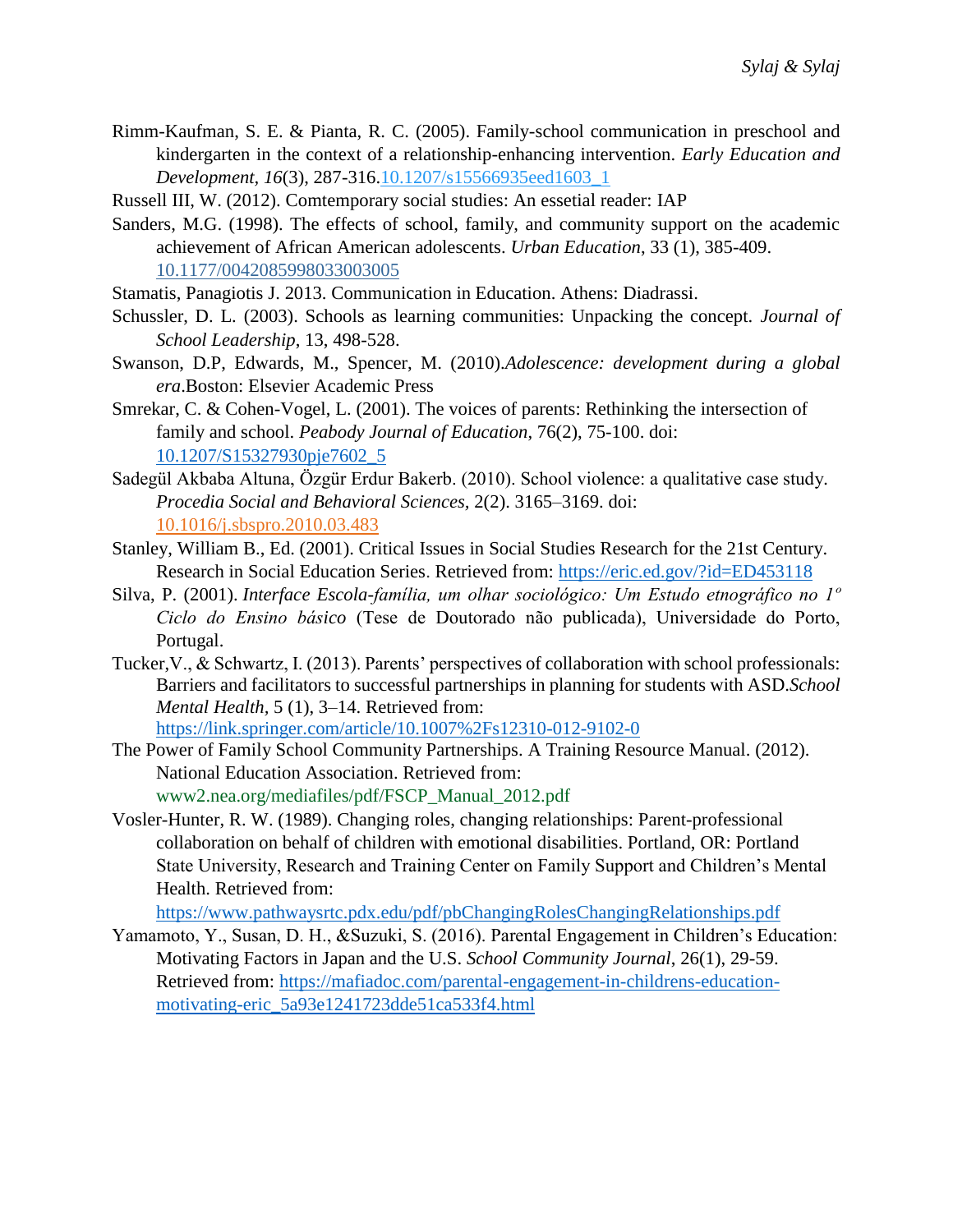Rimm-Kaufman, S. E. & Pianta, R. C. (2005). Family-school communication in preschool and kindergarten in the context of a relationship-enhancing intervention. *Early Education and Development*, *16*(3), 287-316.10.1207/s15566935eed1603_1

Russell III, W. (2012). Comtemporary social studies: An essetial reader: IAP

Sanders, M.G. (1998). The effects of school, family, and community support on the academic achievement of African American adolescents. *Urban Education*, 33 (1), 385-409. 10.1177/0042085998033003005

Stamatis, Panagiotis J. 2013. Communication in Education. Athens: Diadrassi.

Schussler, D. L. (2003). Schools as learning communities: Unpacking the concept. *Journal of School Leadership*, 13, 498-528.

Swanson, D.P, Edwards, M., Spencer, M. (2010).*Adolescence: development during a global era*.Boston: Elsevier Academic Press

Smrekar, C. & Cohen-Vogel, L. (2001). The voices of parents: Rethinking the intersection of family and school. *Peabody Journal of Education*, 76(2), 75-100. doi: 10.1207/S15327930pje7602_5

Sadegül Akbaba Altuna, Özgür Erdur Bakerb. (2010). School violence: a qualitative case study. *Procedia Social and Behavioral Sciences*, 2(2). 3165–3169. doi: 10.1016/j.sbspro.2010.03.483

Stanley, William B., Ed. (2001). Critical Issues in Social Studies Research for the 21st Century. Research in Social Education Series. Retrieved from: https://eric.ed.gov/?id=ED453118

Silva, P. (2001). *Interface Escola-família, um olhar sociológico: Um Estudo etnográfico no 1º Ciclo do Ensino básico* (Tese de Doutorado não publicada), Universidade do Porto, Portugal.

Tucker,V., & Schwartz, I. (2013). Parents' perspectives of collaboration with school professionals: Barriers and facilitators to successful partnerships in planning for students with ASD.*School Mental Health*, 5 (1), 3–14. Retrieved from: https://link.springer.com/article/10.1007%2Fs12310-012-9102-0

The Power of Family School Community Partnerships. A Training Resource Manual. (2012). National Education Association. Retrieved from: www2.nea.org/mediafiles/pdf/FSCP_Manual_2012.pdf

Vosler-Hunter, R. W. (1989). Changing roles, changing relationships: Parent-professional collaboration on behalf of children with emotional disabilities. Portland, OR: Portland State University, Research and Training Center on Family Support and Children's Mental Health. Retrieved from: https://www.pathwaysrtc.pdx.edu/pdf/pbChangingRolesChangingRelationships.pdf

Yamamoto, Y., Susan, D. H., &Suzuki, S. (2016). Parental Engagement in Children's Education: Motivating Factors in Japan and the U.S. *School Community Journal*, 26(1), 29-59. Retrieved from: https://mafiadoc.com/parental-engagement-in-childrens-education-motivating-eric_5a93e1241723dde51ca533f4.html